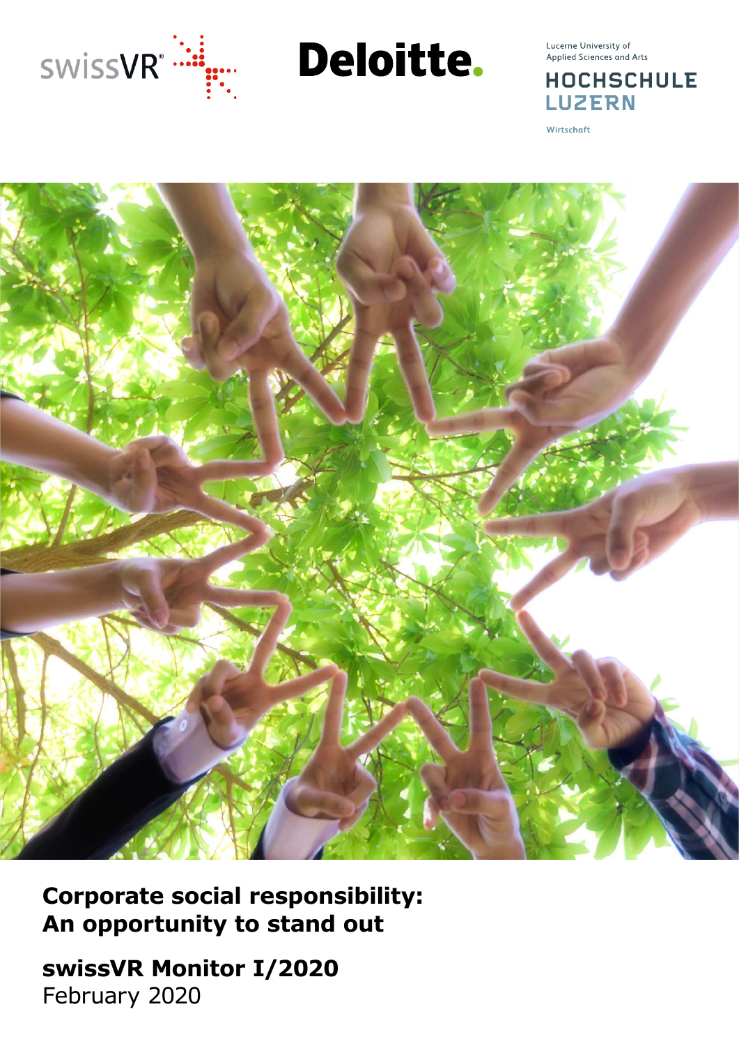swissVR

Deloitte.

Lucerne University of Applied Sciences and Arts

HOCHSCHULE LUZERN

Wirtschaft

# Corporate social responsibility: An opportunity to stand out

## swissVR Monitor I/2020

February 2020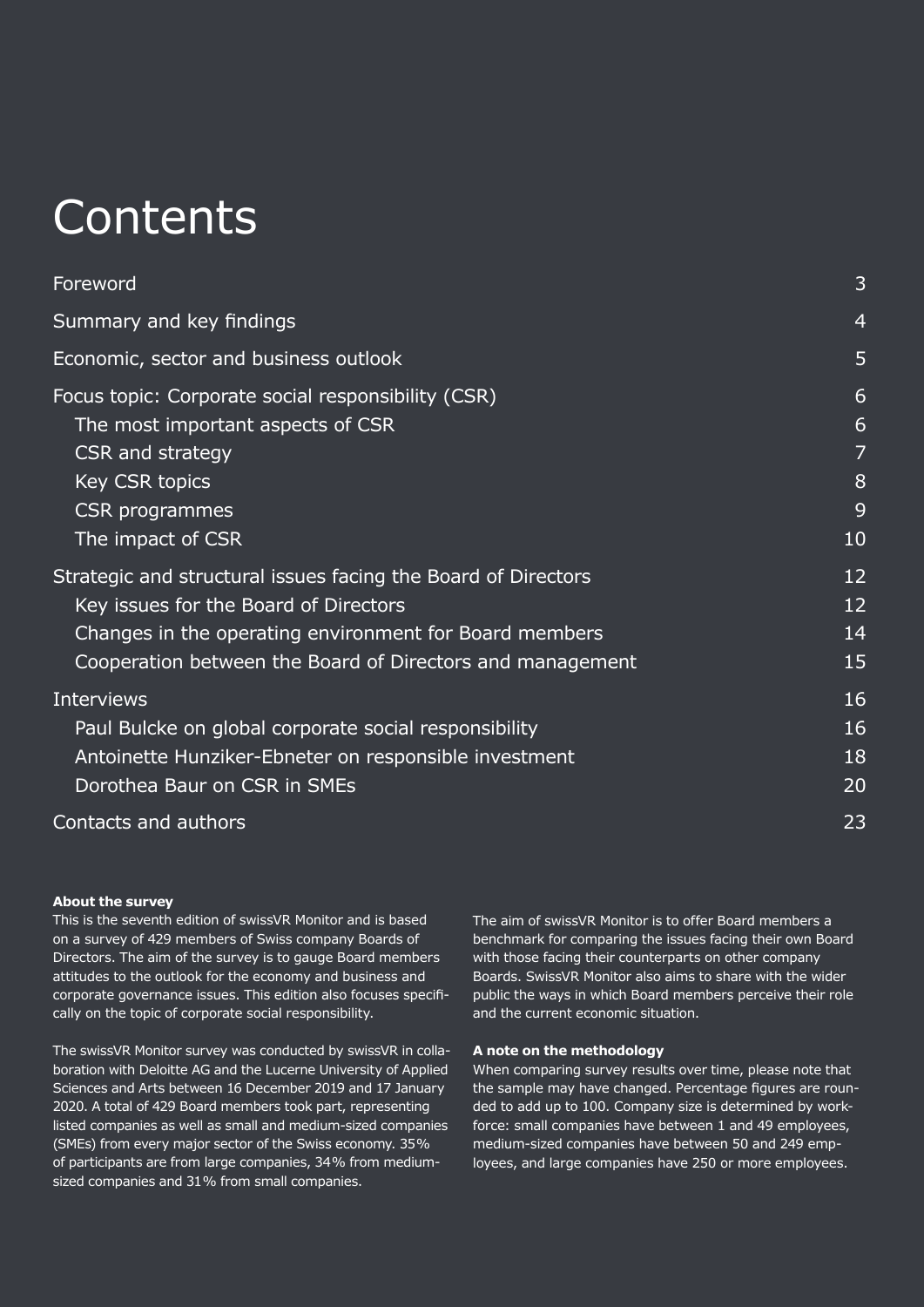# Contents

| | |
|---|---|
| Foreword | 3 |
| Summary and key findings | 4 |
| Economic, sector and business outlook | 5 |
| Focus topic: Corporate social responsibility (CSR) | 6 |
| The most important aspects of CSR | 6 |
| CSR and strategy | 7 |
| Key CSR topics | 8 |
| CSR programmes | 9 |
| The impact of CSR | 10 |
| Strategic and structural issues facing the Board of Directors | 12 |
| Key issues for the Board of Directors | 12 |
| Changes in the operating environment for Board members | 14 |
| Cooperation between the Board of Directors and management | 15 |
| Interviews | 16 |
| Paul Bulcke on global corporate social responsibility | 16 |
| Antoinette Hunziker-Ebneter on responsible investment | 18 |
| Dorothea Baur on CSR in SMEs | 20 |
| Contacts and authors | 23 |

**About the survey**

This is the seventh edition of swissVR Monitor and is based on a survey of 429 members of Swiss company Boards of Directors. The aim of the survey is to gauge Board members attitudes to the outlook for the economy and business and corporate governance issues. This edition also focuses specifically on the topic of corporate social responsibility.

The swissVR Monitor survey was conducted by swissVR in collaboration with Deloitte AG and the Lucerne University of Applied Sciences and Arts between 16 December 2019 and 17 January 2020. A total of 429 Board members took part, representing listed companies as well as small and medium-sized companies (SMEs) from every major sector of the Swiss economy. 35% of participants are from large companies, 34% from medium-sized companies and 31% from small companies.

The aim of swissVR Monitor is to offer Board members a benchmark for comparing the issues facing their own Board with those facing their counterparts on other company Boards. SwissVR Monitor also aims to share with the wider public the ways in which Board members perceive their role and the current economic situation.

**A note on the methodology**

When comparing survey results over time, please note that the sample may have changed. Percentage figures are rounded to add up to 100. Company size is determined by workforce: small companies have between 1 and 49 employees, medium-sized companies have between 50 and 249 employees, and large companies have 250 or more employees.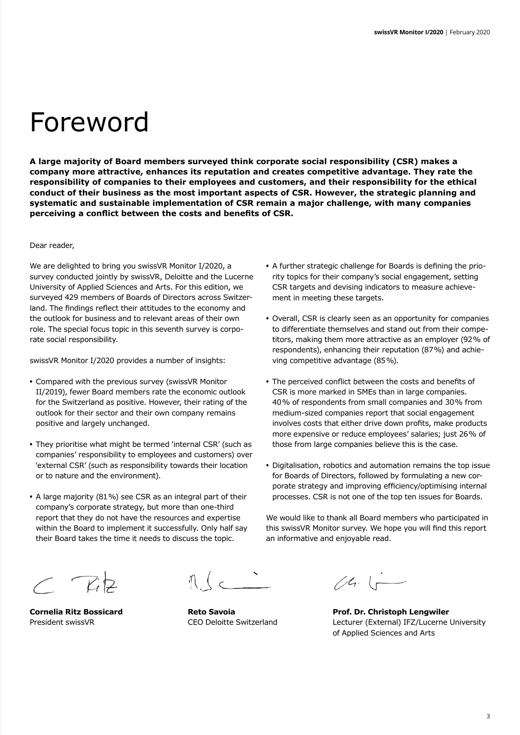# Foreword

**A large majority of Board members surveyed think corporate social responsibility (CSR) makes a company more attractive, enhances its reputation and creates competitive advantage. They rate the responsibility of companies to their employees and customers, and their responsibility for the ethical conduct of their business as the most important aspects of CSR. However, the strategic planning and systematic and sustainable implementation of CSR remain a major challenge, with many companies perceiving a conflict between the costs and benefits of CSR.**

Dear reader,

We are delighted to bring you swissVR Monitor I/2020, a survey conducted jointly by swissVR, Deloitte and the Lucerne University of Applied Sciences and Arts. For this edition, we surveyed 429 members of Boards of Directors across Switzerland. The findings reflect their attitudes to the economy and the outlook for business and to relevant areas of their own role. The special focus topic in this seventh survey is corporate social responsibility.

swissVR Monitor I/2020 provides a number of insights:

- Compared with the previous survey (swissVR Monitor II/2019), fewer Board members rate the economic outlook for the Switzerland as positive. However, their rating of the outlook for their sector and their own company remains positive and largely unchanged.
- They prioritise what might be termed 'internal CSR' (such as companies' responsibility to employees and customers) over 'external CSR' (such as responsibility towards their location or to nature and the environment).
- A large majority (81%) see CSR as an integral part of their company's corporate strategy, but more than one-third report that they do not have the resources and expertise within the Board to implement it successfully. Only half say their Board takes the time it needs to discuss the topic.
- A further strategic challenge for Boards is defining the priority topics for their company's social engagement, setting CSR targets and devising indicators to measure achievement in meeting these targets.
- Overall, CSR is clearly seen as an opportunity for companies to differentiate themselves and stand out from their competitors, making them more attractive as an employer (92% of respondents), enhancing their reputation (87%) and achieving competitive advantage (85%).
- The perceived conflict between the costs and benefits of CSR is more marked in SMEs than in large companies. 40% of respondents from small companies and 30% from medium-sized companies report that social engagement involves costs that either drive down profits, make products more expensive or reduce employees' salaries; just 26% of those from large companies believe this is the case.
- Digitalisation, robotics and automation remains the top issue for Boards of Directors, followed by formulating a new corporate strategy and improving efficiency/optimising internal processes. CSR is not one of the top ten issues for Boards.

We would like to thank all Board members who participated in this swissVR Monitor survey. We hope you will find this report an informative and enjoyable read.

**Cornelia Ritz Bossicard**
President swissVR

**Reto Savoia**
CEO Deloitte Switzerland

**Prof. Dr. Christoph Lengwiler**
Lecturer (External) IFZ/Lucerne University of Applied Sciences and Arts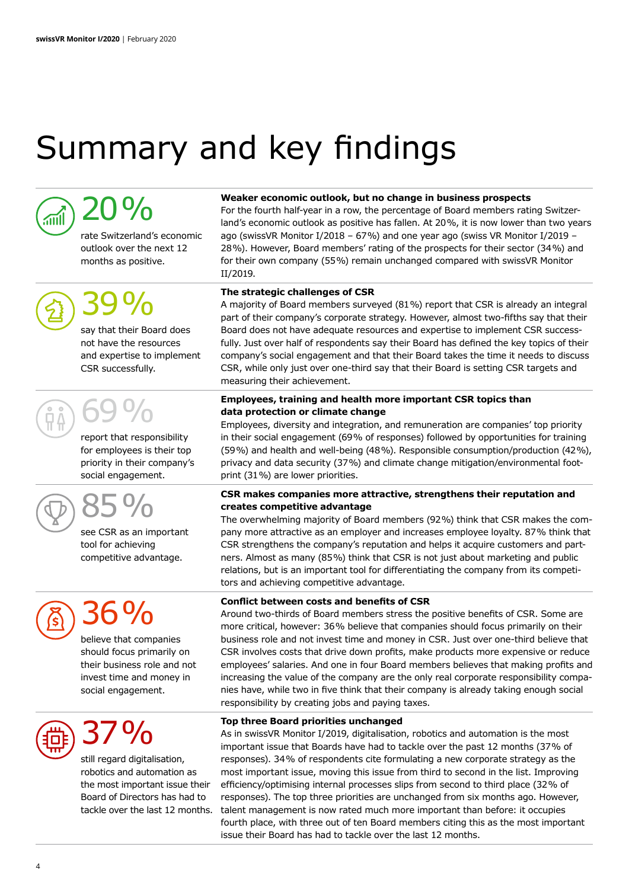# Summary and key findings

**20 %**

rate Switzerland's economic outlook over the next 12 months as positive.

### Weaker economic outlook, but no change in business prospects

For the fourth half-year in a row, the percentage of Board members rating Switzerland's economic outlook as positive has fallen. At 20%, it is now lower than two years ago (swissVR Monitor I/2018 – 67%) and one year ago (swiss VR Monitor I/2019 – 28%). However, Board members' rating of the prospects for their sector (34%) and for their own company (55%) remain unchanged compared with swissVR Monitor II/2019.

**39 %**

say that their Board does not have the resources and expertise to implement CSR successfully.

### The strategic challenges of CSR

A majority of Board members surveyed (81%) report that CSR is already an integral part of their company's corporate strategy. However, almost two-fifths say that their Board does not have adequate resources and expertise to implement CSR successfully. Just over half of respondents say their Board has defined the key topics of their company's social engagement and that their Board takes the time it needs to discuss CSR, while only just over one-third say that their Board is setting CSR targets and measuring their achievement.

**69 %**

report that responsibility for employees is their top priority in their company's social engagement.

### Employees, training and health more important CSR topics than data protection or climate change

Employees, diversity and integration, and remuneration are companies' top priority in their social engagement (69% of responses) followed by opportunities for training (59%) and health and well-being (48%). Responsible consumption/production (42%), privacy and data security (37%) and climate change mitigation/environmental footprint (31%) are lower priorities.

**85 %**

see CSR as an important tool for achieving competitive advantage.

### CSR makes companies more attractive, strengthens their reputation and creates competitive advantage

The overwhelming majority of Board members (92%) think that CSR makes the company more attractive as an employer and increases employee loyalty. 87% think that CSR strengthens the company's reputation and helps it acquire customers and partners. Almost as many (85%) think that CSR is not just about marketing and public relations, but is an important tool for differentiating the company from its competitors and achieving competitive advantage.

**36 %**

believe that companies should focus primarily on their business role and not invest time and money in social engagement.

### Conflict between costs and benefits of CSR

Around two-thirds of Board members stress the positive benefits of CSR. Some are more critical, however: 36% believe that companies should focus primarily on their business role and not invest time and money in CSR. Just over one-third believe that CSR involves costs that drive down profits, make products more expensive or reduce employees' salaries. And one in four Board members believes that making profits and increasing the value of the company are the only real corporate responsibility companies have, while two in five think that their company is already taking enough social responsibility by creating jobs and paying taxes.

**37 %**

still regard digitalisation, robotics and automation as the most important issue their Board of Directors has had to tackle over the last 12 months.

### Top three Board priorities unchanged

As in swissVR Monitor I/2019, digitalisation, robotics and automation is the most important issue that Boards have had to tackle over the past 12 months (37% of responses). 34% of respondents cite formulating a new corporate strategy as the most important issue, moving this issue from third to second in the list. Improving efficiency/optimising internal processes slips from second to third place (32% of responses). The top three priorities are unchanged from six months ago. However, talent management is now rated much more important than before: it occupies fourth place, with three out of ten Board members citing this as the most important issue their Board has had to tackle over the last 12 months.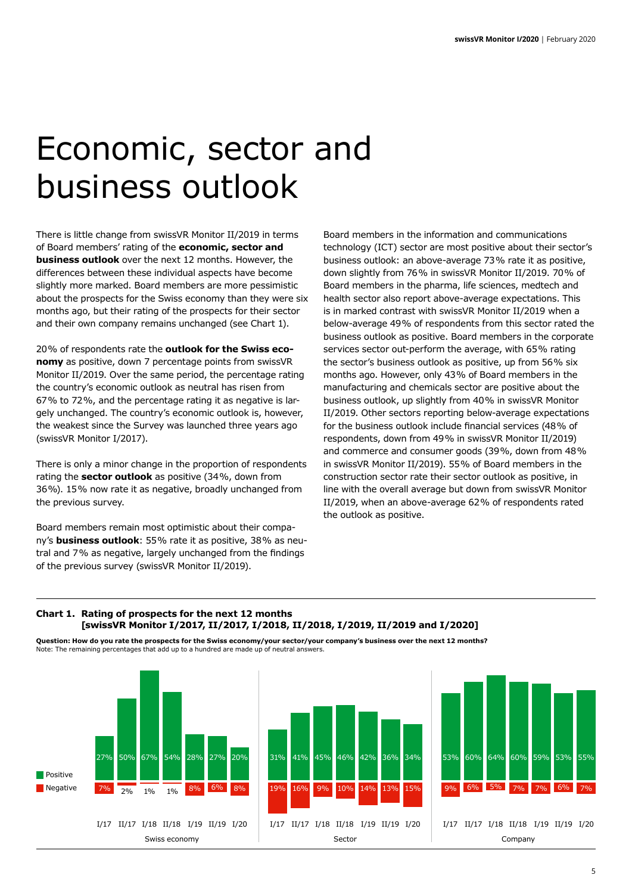# Economic, sector and business outlook

There is little change from swissVR Monitor II/2019 in terms of Board members' rating of the **economic, sector and business outlook** over the next 12 months. However, the differences between these individual aspects have become slightly more marked. Board members are more pessimistic about the prospects for the Swiss economy than they were six months ago, but their rating of the prospects for their sector and their own company remains unchanged (see Chart 1).

20% of respondents rate the **outlook for the Swiss economy** as positive, down 7 percentage points from swissVR Monitor II/2019. Over the same period, the percentage rating the country's economic outlook as neutral has risen from 67% to 72%, and the percentage rating it as negative is largely unchanged. The country's economic outlook is, however, the weakest since the Survey was launched three years ago (swissVR Monitor I/2017).

There is only a minor change in the proportion of respondents rating the **sector outlook** as positive (34%, down from 36%). 15% now rate it as negative, broadly unchanged from the previous survey.

Board members remain most optimistic about their company's **business outlook**: 55% rate it as positive, 38% as neutral and 7% as negative, largely unchanged from the findings of the previous survey (swissVR Monitor II/2019).

Board members in the information and communications technology (ICT) sector are most positive about their sector's business outlook: an above-average 73% rate it as positive, down slightly from 76% in swissVR Monitor II/2019. 70% of Board members in the pharma, life sciences, medtech and health sector also report above-average expectations. This is in marked contrast with swissVR Monitor II/2019 when a below-average 49% of respondents from this sector rated the business outlook as positive. Board members in the corporate services sector out-perform the average, with 65% rating the sector's business outlook as positive, up from 56% six months ago. However, only 43% of Board members in the manufacturing and chemicals sector are positive about the business outlook, up slightly from 40% in swissVR Monitor II/2019. Other sectors reporting below-average expectations for the business outlook include financial services (48% of respondents, down from 49% in swissVR Monitor II/2019) and commerce and consumer goods (39%, down from 48% in swissVR Monitor II/2019). 55% of Board members in the construction sector rate their sector outlook as positive, in line with the overall average but down from swissVR Monitor II/2019, when an above-average 62% of respondents rated the outlook as positive.

**Chart 1. Rating of prospects for the next 12 months [swissVR Monitor I/2017, II/2017, I/2018, II/2018, I/2019, II/2019 and I/2020]**

**Question: How do you rate the prospects for the Swiss economy/your sector/your company's business over the next 12 months?**
Note: The remaining percentages that add up to a hundred are made up of neutral answers.

| | | I/17 | II/17 | I/18 | II/18 | I/19 | II/19 | I/20 |
|---|---|---|---|---|---|---|---|---|
| Swiss economy | Positive | 27% | 50% | 67% | 54% | 28% | 27% | 20% |
| | Negative | 7% | 2% | 1% | 1% | 8% | 6% | 8% |
| Sector | Positive | 31% | 41% | 45% | 46% | 42% | 36% | 34% |
| | Negative | 19% | 16% | 9% | 10% | 14% | 13% | 15% |
| Company | Positive | 53% | 60% | 64% | 60% | 59% | 53% | 55% |
| | Negative | 9% | 6% | 5% | 7% | 7% | 6% | 7% |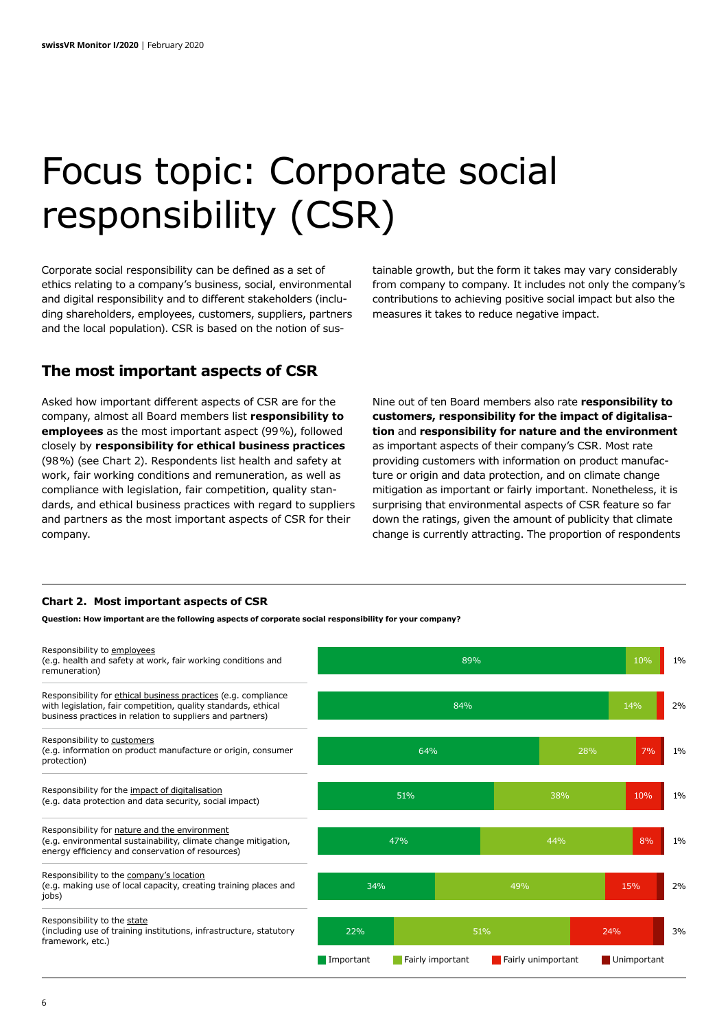# Focus topic: Corporate social responsibility (CSR)

Corporate social responsibility can be defined as a set of ethics relating to a company's business, social, environmental and digital responsibility and to different stakeholders (including shareholders, employees, customers, suppliers, partners and the local population). CSR is based on the notion of sustainable growth, but the form it takes may vary considerably from company to company. It includes not only the company's contributions to achieving positive social impact but also the measures it takes to reduce negative impact.

## The most important aspects of CSR

Asked how important different aspects of CSR are for the company, almost all Board members list **responsibility to employees** as the most important aspect (99%), followed closely by **responsibility for ethical business practices** (98%) (see Chart 2). Respondents list health and safety at work, fair working conditions and remuneration, as well as compliance with legislation, fair competition, quality standards, and ethical business practices with regard to suppliers and partners as the most important aspects of CSR for their company.

Nine out of ten Board members also rate **responsibility to customers, responsibility for the impact of digitalisation** and **responsibility for nature and the environment** as important aspects of their company's CSR. Most rate providing customers with information on product manufacture or origin and data protection, and on climate change mitigation as important or fairly important. Nonetheless, it is surprising that environmental aspects of CSR feature so far down the ratings, given the amount of publicity that climate change is currently attracting. The proportion of respondents

**Chart 2. Most important aspects of CSR**

**Question: How important are the following aspects of corporate social responsibility for your company?**

| Aspect | Important | Fairly important | Fairly unimportant | Unimportant |
|---|---|---|---|---|
| Responsibility to employees (e.g. health and safety at work, fair working conditions and remuneration) | 89% | 10% | 1% | |
| Responsibility for ethical business practices (e.g. compliance with legislation, fair competition, quality standards, ethical business practices in relation to suppliers and partners) | 84% | 14% | 2% | |
| Responsibility to customers (e.g. information on product manufacture or origin, consumer protection) | 64% | 28% | 7% | 1% |
| Responsibility for the impact of digitalisation (e.g. data protection and data security, social impact) | 51% | 38% | 10% | 1% |
| Responsibility for nature and the environment (e.g. environmental sustainability, climate change mitigation, energy efficiency and conservation of resources) | 47% | 44% | 8% | 1% |
| Responsibility to the company's location (e.g. making use of local capacity, creating training places and jobs) | 34% | 49% | 15% | 2% |
| Responsibility to the state (including use of training institutions, infrastructure, statutory framework, etc.) | 22% | 51% | 24% | 3% |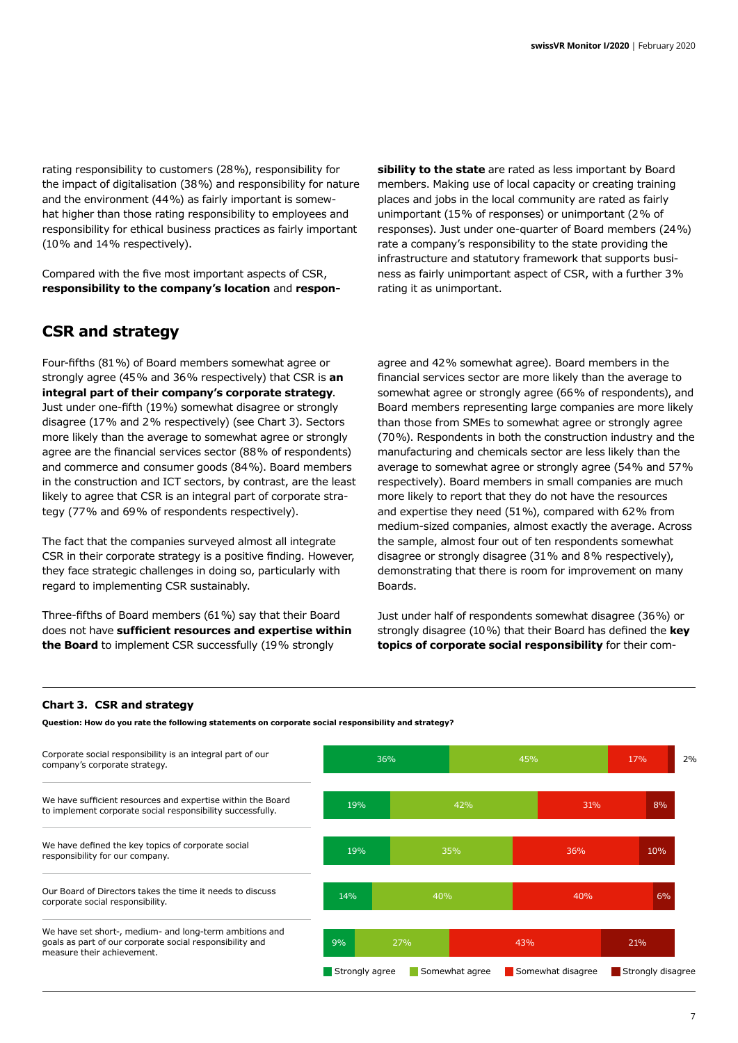rating responsibility to customers (28%), responsibility for the impact of digitalisation (38%) and responsibility for nature and the environment (44%) as fairly important is somewhat higher than those rating responsibility to employees and responsibility for ethical business practices as fairly important (10% and 14% respectively).

Compared with the five most important aspects of CSR, **responsibility to the company's location** and **responsibility to the state** are rated as less important by Board members. Making use of local capacity or creating training places and jobs in the local community are rated as fairly unimportant (15% of responses) or unimportant (2% of responses). Just under one-quarter of Board members (24%) rate a company's responsibility to the state providing the infrastructure and statutory framework that supports business as fairly unimportant aspect of CSR, with a further 3% rating it as unimportant.

## CSR and strategy

Four-fifths (81%) of Board members somewhat agree or strongly agree (45% and 36% respectively) that CSR is **an integral part of their company's corporate strategy**. Just under one-fifth (19%) somewhat disagree or strongly disagree (17% and 2% respectively) (see Chart 3). Sectors more likely than the average to somewhat agree or strongly agree are the financial services sector (88% of respondents) and commerce and consumer goods (84%). Board members in the construction and ICT sectors, by contrast, are the least likely to agree that CSR is an integral part of corporate strategy (77% and 69% of respondents respectively).

The fact that the companies surveyed almost all integrate CSR in their corporate strategy is a positive finding. However, they face strategic challenges in doing so, particularly with regard to implementing CSR sustainably.

Three-fifths of Board members (61%) say that their Board does not have **sufficient resources and expertise within the Board** to implement CSR successfully (19% strongly agree and 42% somewhat agree). Board members in the financial services sector are more likely than the average to somewhat agree or strongly agree (66% of respondents), and Board members representing large companies are more likely than those from SMEs to somewhat agree or strongly agree (70%). Respondents in both the construction industry and the manufacturing and chemicals sector are less likely than the average to somewhat agree or strongly agree (54% and 57% respectively). Board members in small companies are much more likely to report that they do not have the resources and expertise they need (51%), compared with 62% from medium-sized companies, almost exactly the average. Across the sample, almost four out of ten respondents somewhat disagree or strongly disagree (31% and 8% respectively), demonstrating that there is room for improvement on many Boards.

Just under half of respondents somewhat disagree (36%) or strongly disagree (10%) that their Board has defined the **key topics of corporate social responsibility** for their com-

**Chart 3. CSR and strategy**

**Question: How do you rate the following statements on corporate social responsibility and strategy?**

| Statement | Strongly agree | Somewhat agree | Somewhat disagree | Strongly disagree |
|---|---|---|---|---|
| Corporate social responsibility is an integral part of our company's corporate strategy. | 36% | 45% | 17% | 2% |
| We have sufficient resources and expertise within the Board to implement corporate social responsibility successfully. | 19% | 42% | 31% | 8% |
| We have defined the key topics of corporate social responsibility for our company. | 19% | 35% | 36% | 10% |
| Our Board of Directors takes the time it needs to discuss corporate social responsibility. | 14% | 40% | 40% | 6% |
| We have set short-, medium- and long-term ambitions and goals as part of our corporate social responsibility and measure their achievement. | 9% | 27% | 43% | 21% |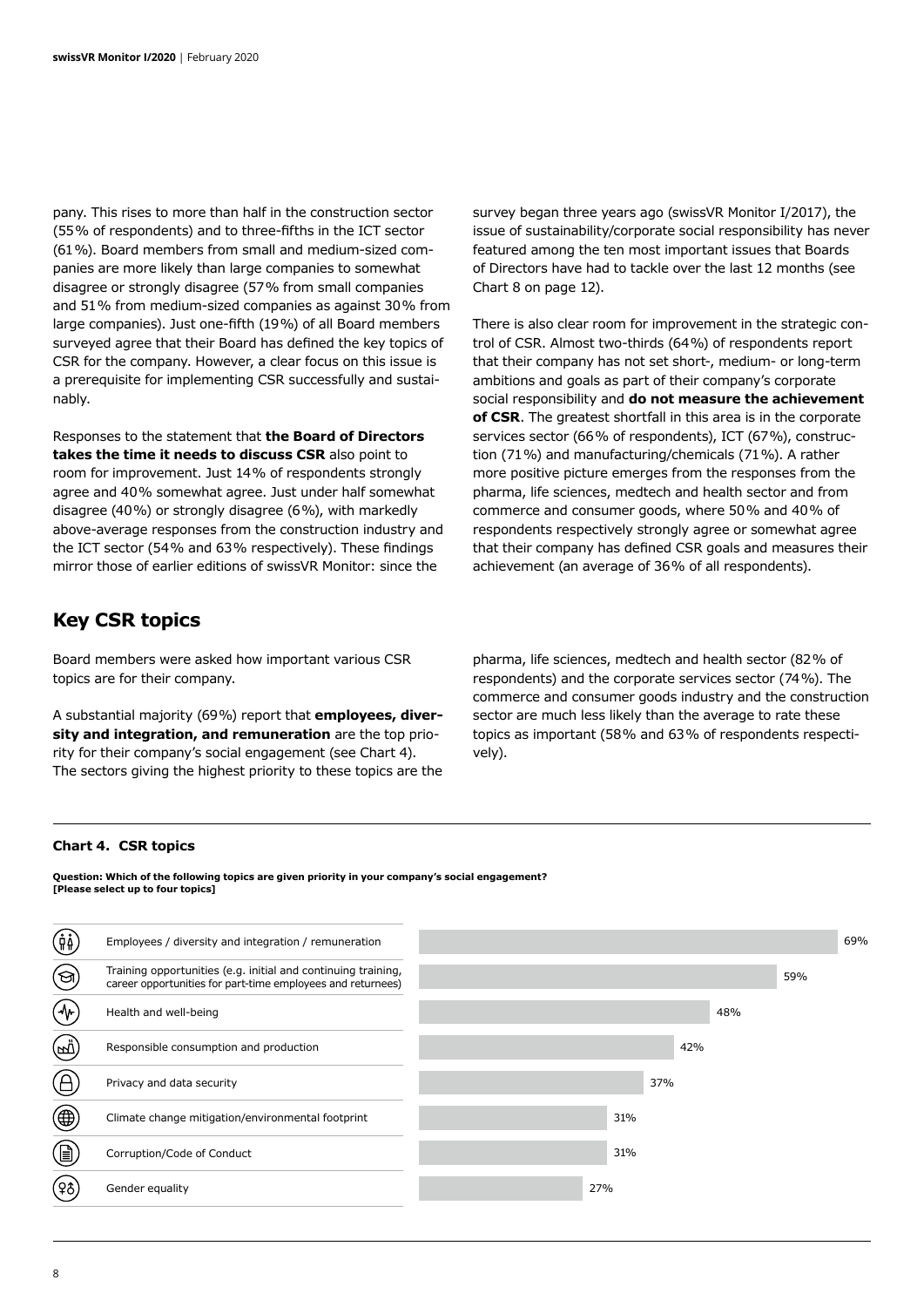pany. This rises to more than half in the construction sector (55% of respondents) and to three-fifths in the ICT sector (61%). Board members from small and medium-sized companies are more likely than large companies to somewhat disagree or strongly disagree (57% from small companies and 51% from medium-sized companies as against 30% from large companies). Just one-fifth (19%) of all Board members surveyed agree that their Board has defined the key topics of CSR for the company. However, a clear focus on this issue is a prerequisite for implementing CSR successfully and sustainably.

Responses to the statement that **the Board of Directors takes the time it needs to discuss CSR** also point to room for improvement. Just 14% of respondents strongly agree and 40% somewhat agree. Just under half somewhat disagree (40%) or strongly disagree (6%), with markedly above-average responses from the construction industry and the ICT sector (54% and 63% respectively). These findings mirror those of earlier editions of swissVR Monitor: since the survey began three years ago (swissVR Monitor I/2017), the issue of sustainability/corporate social responsibility has never featured among the ten most important issues that Boards of Directors have had to tackle over the last 12 months (see Chart 8 on page 12).

There is also clear room for improvement in the strategic control of CSR. Almost two-thirds (64%) of respondents report that their company has not set short-, medium- or long-term ambitions and goals as part of their company's corporate social responsibility and **do not measure the achievement of CSR**. The greatest shortfall in this area is in the corporate services sector (66% of respondents), ICT (67%), construction (71%) and manufacturing/chemicals (71%). A rather more positive picture emerges from the responses from the pharma, life sciences, medtech and health sector and from commerce and consumer goods, where 50% and 40% of respondents respectively strongly agree or somewhat agree that their company has defined CSR goals and measures their achievement (an average of 36% of all respondents).

## Key CSR topics

Board members were asked how important various CSR topics are for their company.

A substantial majority (69%) report that **employees, diversity and integration, and remuneration** are the top priority for their company's social engagement (see Chart 4). The sectors giving the highest priority to these topics are the pharma, life sciences, medtech and health sector (82% of respondents) and the corporate services sector (74%). The commerce and consumer goods industry and the construction sector are much less likely than the average to rate these topics as important (58% and 63% of respondents respectively).

**Chart 4. CSR topics**

**Question: Which of the following topics are given priority in your company's social engagement? [Please select up to four topics]**

| Topic | Share |
|---|---|
| Employees / diversity and integration / remuneration | 69% |
| Training opportunities (e.g. initial and continuing training, career opportunities for part-time employees and returnees) | 59% |
| Health and well-being | 48% |
| Responsible consumption and production | 42% |
| Privacy and data security | 37% |
| Climate change mitigation/environmental footprint | 31% |
| Corruption/Code of Conduct | 31% |
| Gender equality | 27% |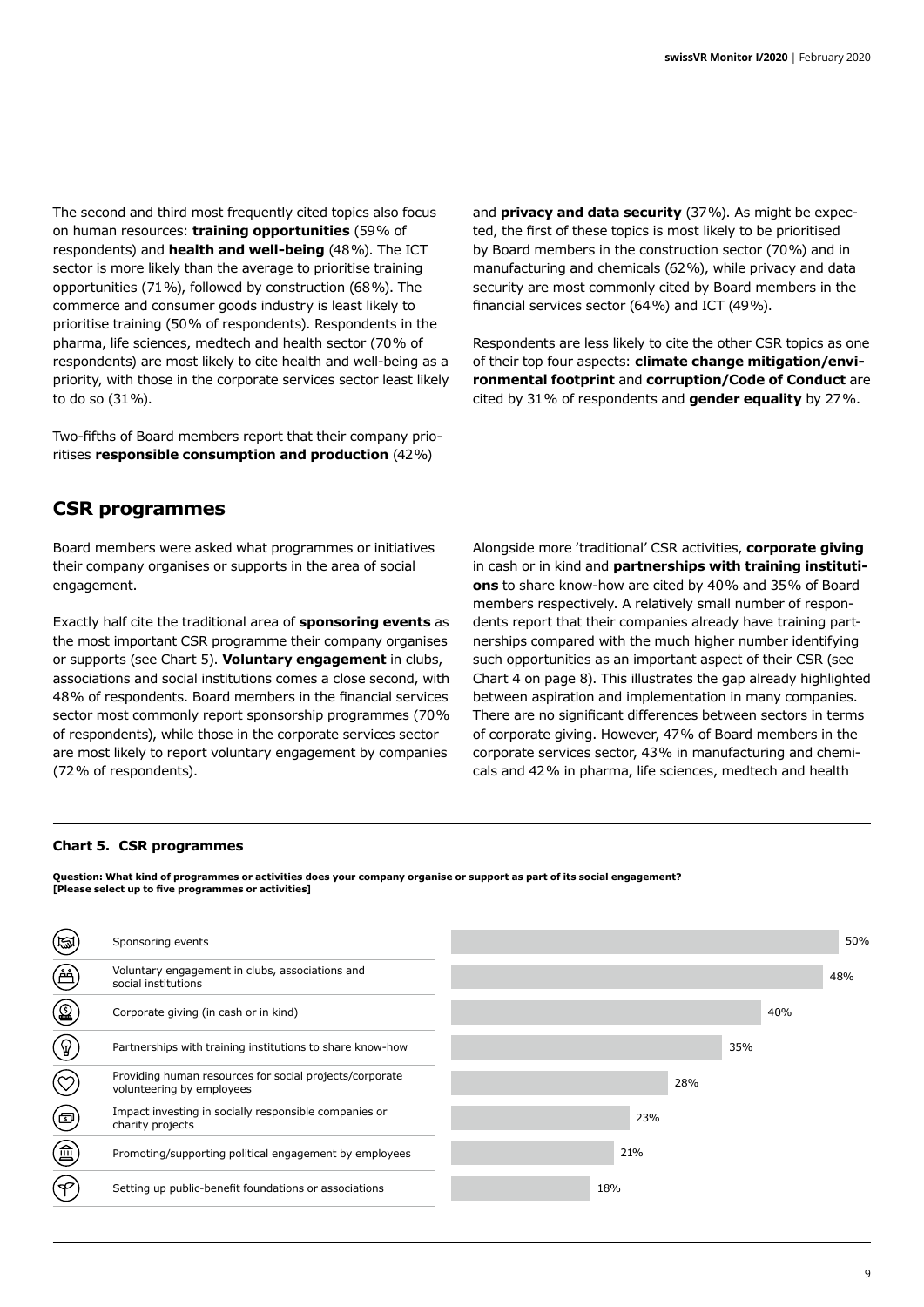The second and third most frequently cited topics also focus on human resources: **training opportunities** (59% of respondents) and **health and well-being** (48%). The ICT sector is more likely than the average to prioritise training opportunities (71%), followed by construction (68%). The commerce and consumer goods industry is least likely to prioritise training (50% of respondents). Respondents in the pharma, life sciences, medtech and health sector (70% of respondents) are most likely to cite health and well-being as a priority, with those in the corporate services sector least likely to do so (31%).

Two-fifths of Board members report that their company prioritises **responsible consumption and production** (42%) and **privacy and data security** (37%). As might be expected, the first of these topics is most likely to be prioritised by Board members in the construction sector (70%) and in manufacturing and chemicals (62%), while privacy and data security are most commonly cited by Board members in the financial services sector (64%) and ICT (49%).

Respondents are less likely to cite the other CSR topics as one of their top four aspects: **climate change mitigation/environmental footprint** and **corruption/Code of Conduct** are cited by 31% of respondents and **gender equality** by 27%.

## CSR programmes

Board members were asked what programmes or initiatives their company organises or supports in the area of social engagement.

Exactly half cite the traditional area of **sponsoring events** as the most important CSR programme their company organises or supports (see Chart 5). **Voluntary engagement** in clubs, associations and social institutions comes a close second, with 48% of respondents. Board members in the financial services sector most commonly report sponsorship programmes (70% of respondents), while those in the corporate services sector are most likely to report voluntary engagement by companies (72% of respondents).

Alongside more 'traditional' CSR activities, **corporate giving** in cash or in kind and **partnerships with training institutions** to share know-how are cited by 40% and 35% of Board members respectively. A relatively small number of respondents report that their companies already have training partnerships compared with the much higher number identifying such opportunities as an important aspect of their CSR (see Chart 4 on page 8). This illustrates the gap already highlighted between aspiration and implementation in many companies. There are no significant differences between sectors in terms of corporate giving. However, 47% of Board members in the corporate services sector, 43% in manufacturing and chemicals and 42% in pharma, life sciences, medtech and health

**Chart 5. CSR programmes**

**Question: What kind of programmes or activities does your company organise or support as part of its social engagement? [Please select up to five programmes or activities]**

| Programme or activity | Share |
|---|---|
| Sponsoring events | 50% |
| Voluntary engagement in clubs, associations and social institutions | 48% |
| Corporate giving (in cash or in kind) | 40% |
| Partnerships with training institutions to share know-how | 35% |
| Providing human resources for social projects/corporate volunteering by employees | 28% |
| Impact investing in socially responsible companies or charity projects | 23% |
| Promoting/supporting political engagement by employees | 21% |
| Setting up public-benefit foundations or associations | 18% |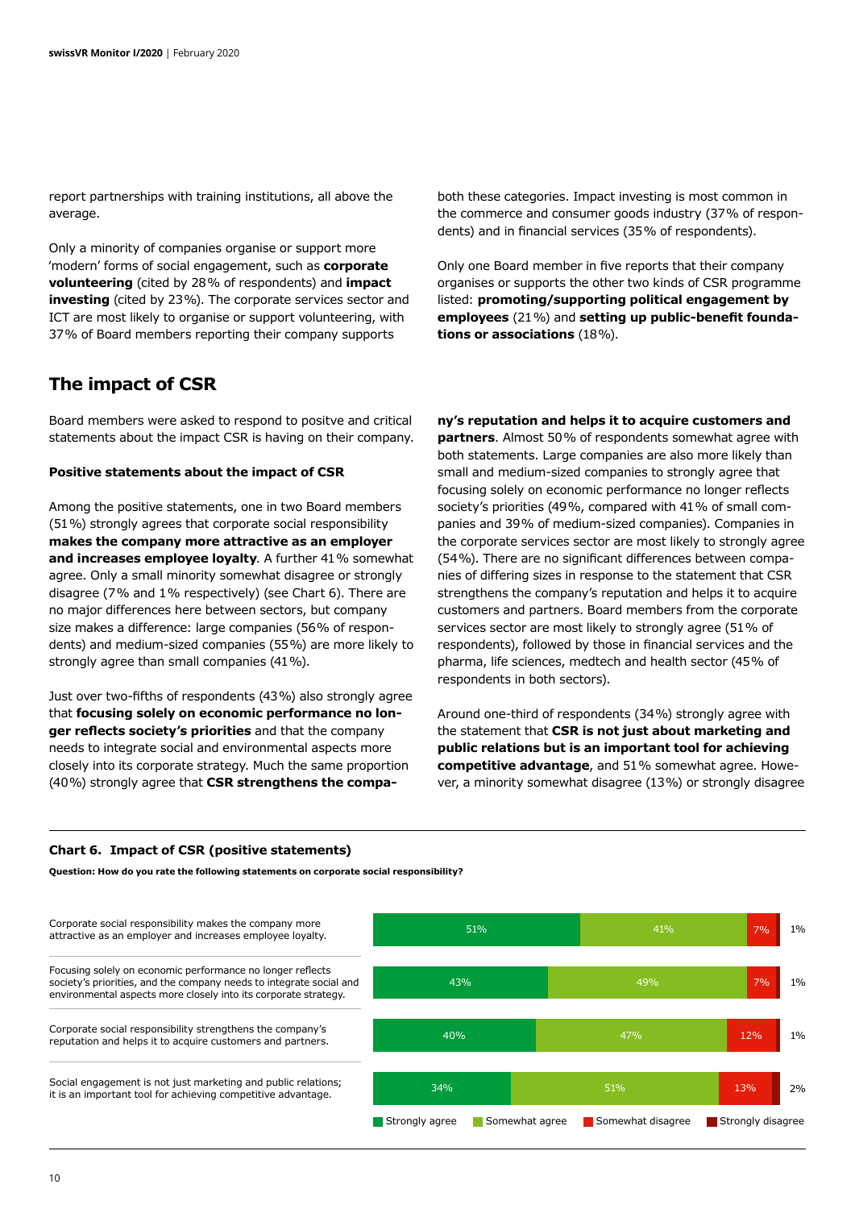report partnerships with training institutions, all above the average.

Only a minority of companies organise or support more 'modern' forms of social engagement, such as **corporate volunteering** (cited by 28% of respondents) and **impact investing** (cited by 23%). The corporate services sector and ICT are most likely to organise or support volunteering, with 37% of Board members reporting their company supports both these categories. Impact investing is most common in the commerce and consumer goods industry (37% of respondents) and in financial services (35% of respondents).

Only one Board member in five reports that their company organises or supports the other two kinds of CSR programme listed: **promoting/supporting political engagement by employees** (21%) and **setting up public-benefit foundations or associations** (18%).

## The impact of CSR

Board members were asked to respond to positve and critical statements about the impact CSR is having on their company.

### Positive statements about the impact of CSR

Among the positive statements, one in two Board members (51%) strongly agrees that corporate social responsibility **makes the company more attractive as an employer and increases employee loyalty**. A further 41% somewhat agree. Only a small minority somewhat disagree or strongly disagree (7% and 1% respectively) (see Chart 6). There are no major differences here between sectors, but company size makes a difference: large companies (56% of respondents) and medium-sized companies (55%) are more likely to strongly agree than small companies (41%).

Just over two-fifths of respondents (43%) also strongly agree that **focusing solely on economic performance no longer reflects society's priorities** and that the company needs to integrate social and environmental aspects more closely into its corporate strategy. Much the same proportion (40%) strongly agree that **CSR strengthens the company's reputation and helps it to acquire customers and partners**. Almost 50% of respondents somewhat agree with both statements. Large companies are also more likely than small and medium-sized companies to strongly agree that focusing solely on economic performance no longer reflects society's priorities (49%, compared with 41% of small companies and 39% of medium-sized companies). Companies in the corporate services sector are most likely to strongly agree (54%). There are no significant differences between companies of differing sizes in response to the statement that CSR strengthens the company's reputation and helps it to acquire customers and partners. Board members from the corporate services sector are most likely to strongly agree (51% of respondents), followed by those in financial services and the pharma, life sciences, medtech and health sector (45% of respondents in both sectors).

Around one-third of respondents (34%) strongly agree with the statement that **CSR is not just about marketing and public relations but is an important tool for achieving competitive advantage**, and 51% somewhat agree. However, a minority somewhat disagree (13%) or strongly disagree

**Chart 6. Impact of CSR (positive statements)**

**Question: How do you rate the following statements on corporate social responsibility?**

| Statement | Strongly agree | Somewhat agree | Somewhat disagree | Strongly disagree |
|---|---|---|---|---|
| Corporate social responsibility makes the company more attractive as an employer and increases employee loyalty. | 51% | 41% | 7% | 1% |
| Focusing solely on economic performance no longer reflects society's priorities, and the company needs to integrate social and environmental aspects more closely into its corporate strategy. | 43% | 49% | 7% | 1% |
| Corporate social responsibility strengthens the company's reputation and helps it to acquire customers and partners. | 40% | 47% | 12% | 1% |
| Social engagement is not just marketing and public relations; it is an important tool for achieving competitive advantage. | 34% | 51% | 13% | 2% |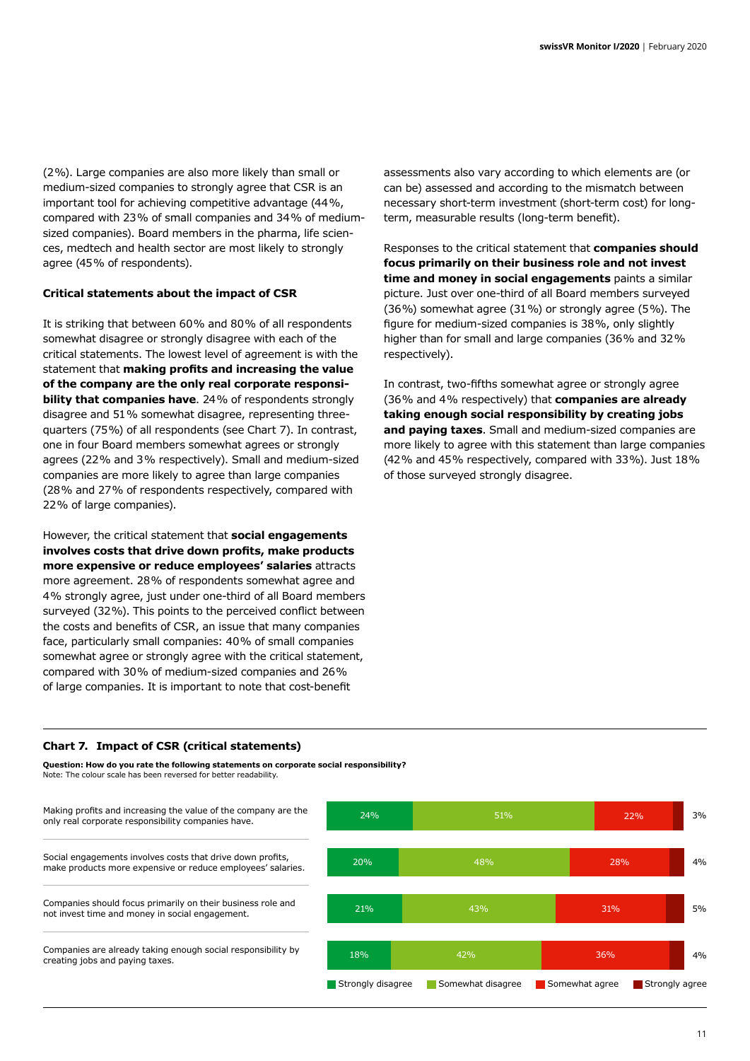(2%). Large companies are also more likely than small or medium-sized companies to strongly agree that CSR is an important tool for achieving competitive advantage (44%, compared with 23% of small companies and 34% of medium-sized companies). Board members in the pharma, life sciences, medtech and health sector are most likely to strongly agree (45% of respondents).

**Critical statements about the impact of CSR**

It is striking that between 60% and 80% of all respondents somewhat disagree or strongly disagree with each of the critical statements. The lowest level of agreement is with the statement that **making profits and increasing the value of the company are the only real corporate responsibility that companies have**. 24% of respondents strongly disagree and 51% somewhat disagree, representing three-quarters (75%) of all respondents (see Chart 7). In contrast, one in four Board members somewhat agrees or strongly agrees (22% and 3% respectively). Small and medium-sized companies are more likely to agree than large companies (28% and 27% of respondents respectively, compared with 22% of large companies).

However, the critical statement that **social engagements involves costs that drive down profits, make products more expensive or reduce employees' salaries** attracts more agreement. 28% of respondents somewhat agree and 4% strongly agree, just under one-third of all Board members surveyed (32%). This points to the perceived conflict between the costs and benefits of CSR, an issue that many companies face, particularly small companies: 40% of small companies somewhat agree or strongly agree with the critical statement, compared with 30% of medium-sized companies and 26% of large companies. It is important to note that cost-benefit assessments also vary according to which elements are (or can be) assessed and according to the mismatch between necessary short-term investment (short-term cost) for long-term, measurable results (long-term benefit).

Responses to the critical statement that **companies should focus primarily on their business role and not invest time and money in social engagements** paints a similar picture. Just over one-third of all Board members surveyed (36%) somewhat agree (31%) or strongly agree (5%). The figure for medium-sized companies is 38%, only slightly higher than for small and large companies (36% and 32% respectively).

In contrast, two-fifths somewhat agree or strongly agree (36% and 4% respectively) that **companies are already taking enough social responsibility by creating jobs and paying taxes**. Small and medium-sized companies are more likely to agree with this statement than large companies (42% and 45% respectively, compared with 33%). Just 18% of those surveyed strongly disagree.

**Chart 7. Impact of CSR (critical statements)**

**Question: How do you rate the following statements on corporate social responsibility?**
Note: The colour scale has been reversed for better readability.

| Statement | Strongly disagree | Somewhat disagree | Somewhat agree | Strongly agree |
|---|---|---|---|---|
| Making profits and increasing the value of the company are the only real corporate responsibility companies have. | 24% | 51% | 22% | 3% |
| Social engagements involves costs that drive down profits, make products more expensive or reduce employees' salaries. | 20% | 48% | 28% | 4% |
| Companies should focus primarily on their business role and not invest time and money in social engagement. | 21% | 43% | 31% | 5% |
| Companies are already taking enough social responsibility by creating jobs and paying taxes. | 18% | 42% | 36% | 4% |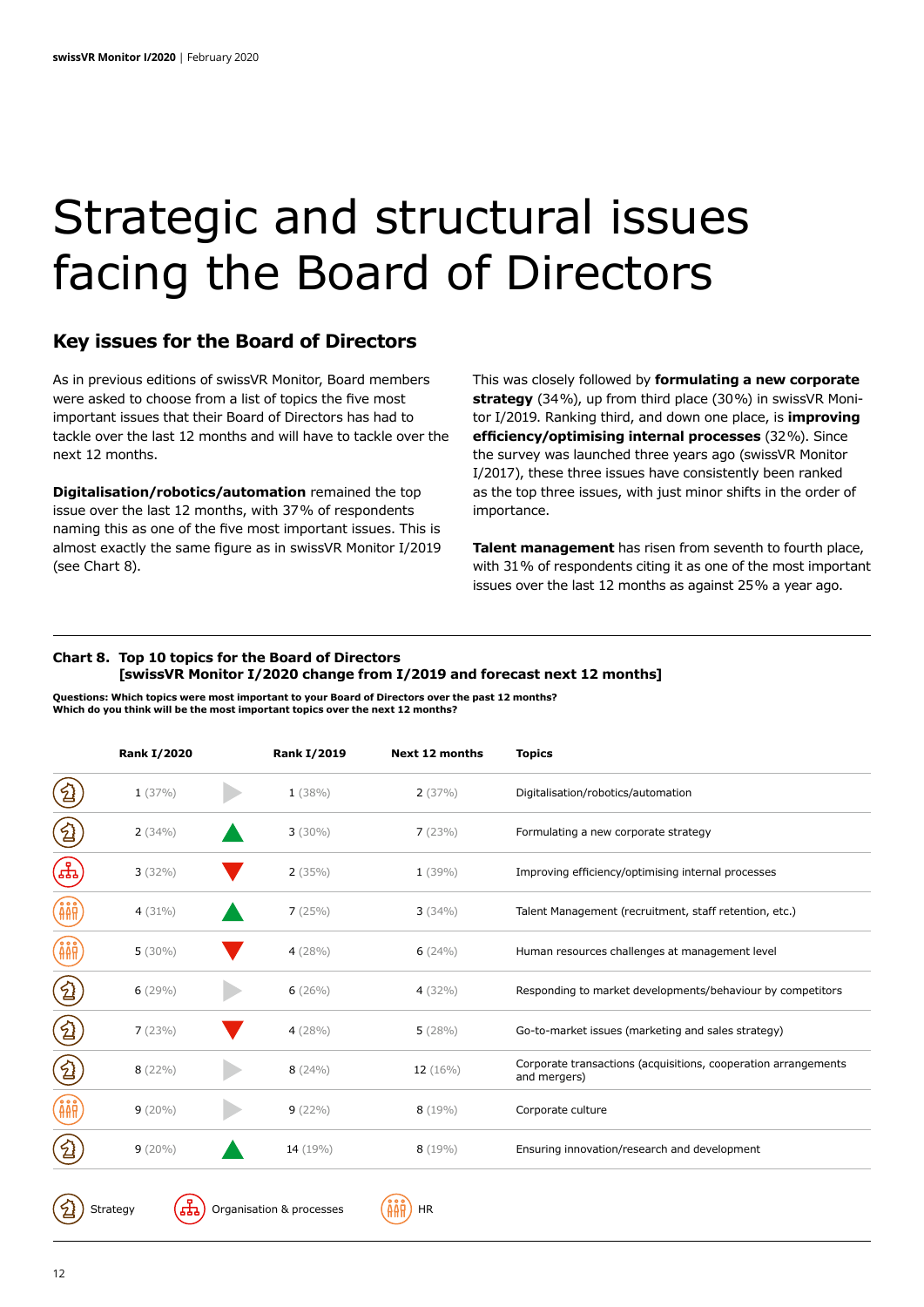# Strategic and structural issues facing the Board of Directors

## Key issues for the Board of Directors

As in previous editions of swissVR Monitor, Board members were asked to choose from a list of topics the five most important issues that their Board of Directors has had to tackle over the last 12 months and will have to tackle over the next 12 months.

**Digitalisation/robotics/automation** remained the top issue over the last 12 months, with 37% of respondents naming this as one of the five most important issues. This is almost exactly the same figure as in swissVR Monitor I/2019 (see Chart 8).

This was closely followed by **formulating a new corporate strategy** (34%), up from third place (30%) in swissVR Monitor I/2019. Ranking third, and down one place, is **improving efficiency/optimising internal processes** (32%). Since the survey was launched three years ago (swissVR Monitor I/2017), these three issues have consistently been ranked as the top three issues, with just minor shifts in the order of importance.

**Talent management** has risen from seventh to fourth place, with 31% of respondents citing it as one of the most important issues over the last 12 months as against 25% a year ago.

**Chart 8. Top 10 topics for the Board of Directors [swissVR Monitor I/2020 change from I/2019 and forecast next 12 months]**

**Questions: Which topics were most important to your Board of Directors over the past 12 months? Which do you think will be the most important topics over the next 12 months?**

| Category | Rank I/2020 | Change | Rank I/2019 | Next 12 months | Topics |
|---|---|---|---|---|---|
| Strategy | 1 (37%) | ▶ | 1 (38%) | 2 (37%) | Digitalisation/robotics/automation |
| Strategy | 2 (34%) | ▲ | 3 (30%) | 7 (23%) | Formulating a new corporate strategy |
| Organisation & processes | 3 (32%) | ▼ | 2 (35%) | 1 (39%) | Improving efficiency/optimising internal processes |
| HR | 4 (31%) | ▲ | 7 (25%) | 3 (34%) | Talent Management (recruitment, staff retention, etc.) |
| HR | 5 (30%) | ▼ | 4 (28%) | 6 (24%) | Human resources challenges at management level |
| Strategy | 6 (29%) | ▶ | 6 (26%) | 4 (32%) | Responding to market developments/behaviour by competitors |
| Strategy | 7 (23%) | ▼ | 4 (28%) | 5 (28%) | Go-to-market issues (marketing and sales strategy) |
| Strategy | 8 (22%) | ▶ | 8 (24%) | 12 (16%) | Corporate transactions (acquisitions, cooperation arrangements and mergers) |
| HR | 9 (20%) | ▶ | 9 (22%) | 8 (19%) | Corporate culture |
| Strategy | 9 (20%) | ▲ | 14 (19%) | 8 (19%) | Ensuring innovation/research and development |

Strategy | Organisation & processes | HR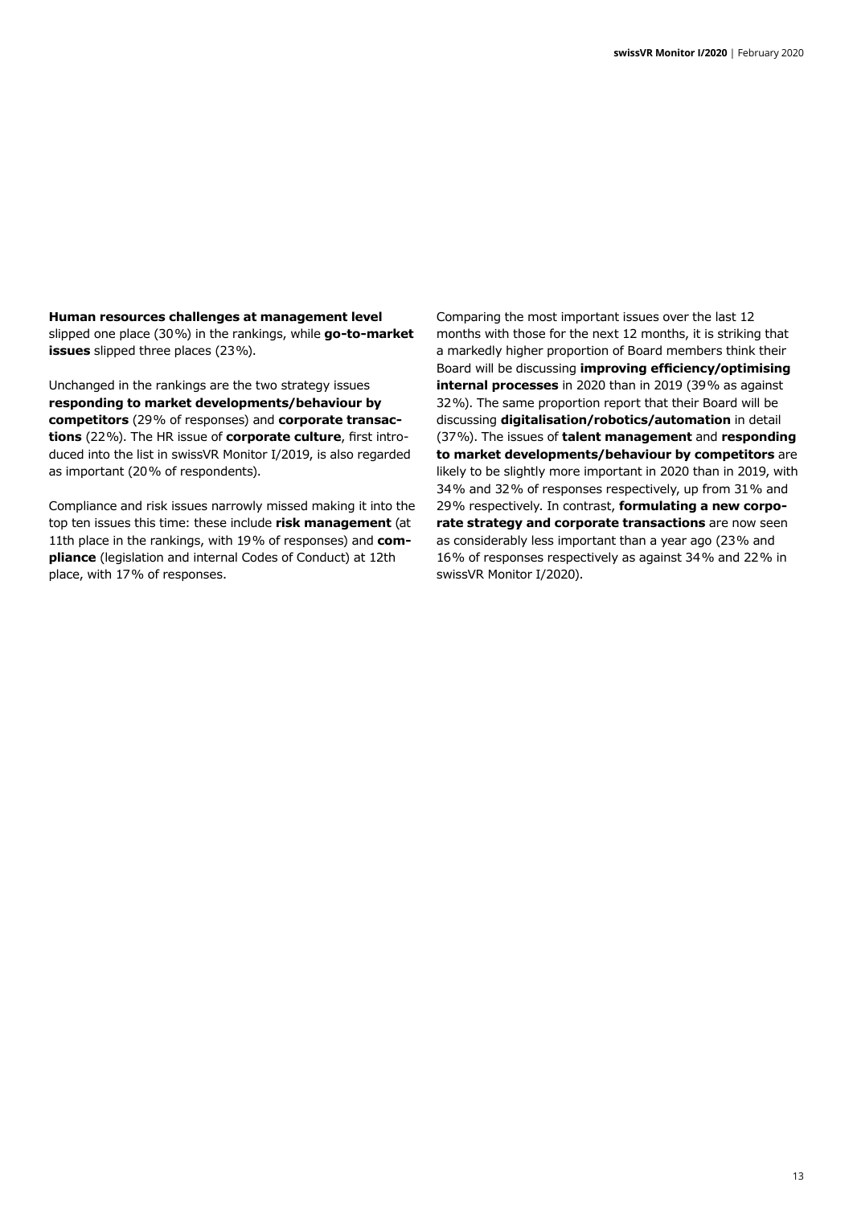**Human resources challenges at management level** slipped one place (30%) in the rankings, while **go-to-market issues** slipped three places (23%).

Unchanged in the rankings are the two strategy issues **responding to market developments/behaviour by competitors** (29% of responses) and **corporate transactions** (22%). The HR issue of **corporate culture**, first introduced into the list in swissVR Monitor I/2019, is also regarded as important (20% of respondents).

Compliance and risk issues narrowly missed making it into the top ten issues this time: these include **risk management** (at 11th place in the rankings, with 19% of responses) and **compliance** (legislation and internal Codes of Conduct) at 12th place, with 17% of responses.

Comparing the most important issues over the last 12 months with those for the next 12 months, it is striking that a markedly higher proportion of Board members think their Board will be discussing **improving efficiency/optimising internal processes** in 2020 than in 2019 (39% as against 32%). The same proportion report that their Board will be discussing **digitalisation/robotics/automation** in detail (37%). The issues of **talent management** and **responding to market developments/behaviour by competitors** are likely to be slightly more important in 2020 than in 2019, with 34% and 32% of responses respectively, up from 31% and 29% respectively. In contrast, **formulating a new corporate strategy and corporate transactions** are now seen as considerably less important than a year ago (23% and 16% of responses respectively as against 34% and 22% in swissVR Monitor I/2020).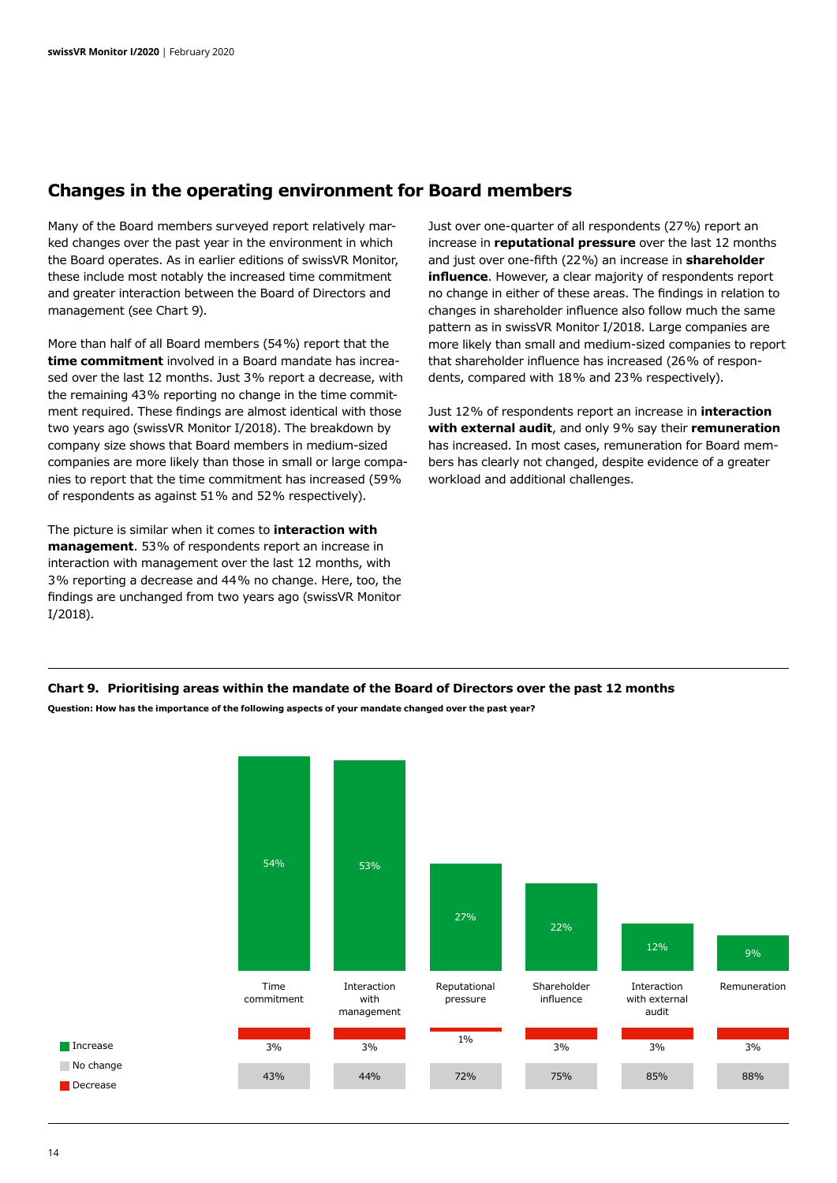## Changes in the operating environment for Board members

Many of the Board members surveyed report relatively marked changes over the past year in the environment in which the Board operates. As in earlier editions of swissVR Monitor, these include most notably the increased time commitment and greater interaction between the Board of Directors and management (see Chart 9).

More than half of all Board members (54%) report that the **time commitment** involved in a Board mandate has increased over the last 12 months. Just 3% report a decrease, with the remaining 43% reporting no change in the time commitment required. These findings are almost identical with those two years ago (swissVR Monitor I/2018). The breakdown by company size shows that Board members in medium-sized companies are more likely than those in small or large companies to report that the time commitment has increased (59% of respondents as against 51% and 52% respectively).

The picture is similar when it comes to **interaction with management**. 53% of respondents report an increase in interaction with management over the last 12 months, with 3% reporting a decrease and 44% no change. Here, too, the findings are unchanged from two years ago (swissVR Monitor I/2018).

Just over one-quarter of all respondents (27%) report an increase in **reputational pressure** over the last 12 months and just over one-fifth (22%) an increase in **shareholder influence**. However, a clear majority of respondents report no change in either of these areas. The findings in relation to changes in shareholder influence also follow much the same pattern as in swissVR Monitor I/2018. Large companies are more likely than small and medium-sized companies to report that shareholder influence has increased (26% of respondents, compared with 18% and 23% respectively).

Just 12% of respondents report an increase in **interaction with external audit**, and only 9% say their **remuneration** has increased. In most cases, remuneration for Board members has clearly not changed, despite evidence of a greater workload and additional challenges.

**Chart 9. Prioritising areas within the mandate of the Board of Directors over the past 12 months**

**Question: How has the importance of the following aspects of your mandate changed over the past year?**

| | Time commitment | Interaction with management | Reputational pressure | Shareholder influence | Interaction with external audit | Remuneration |
|---|---|---|---|---|---|---|
| Increase | 54% | 53% | 27% | 22% | 12% | 9% |
| Decrease | 3% | 3% | 1% | 3% | 3% | 3% |
| No change | 43% | 44% | 72% | 75% | 85% | 88% |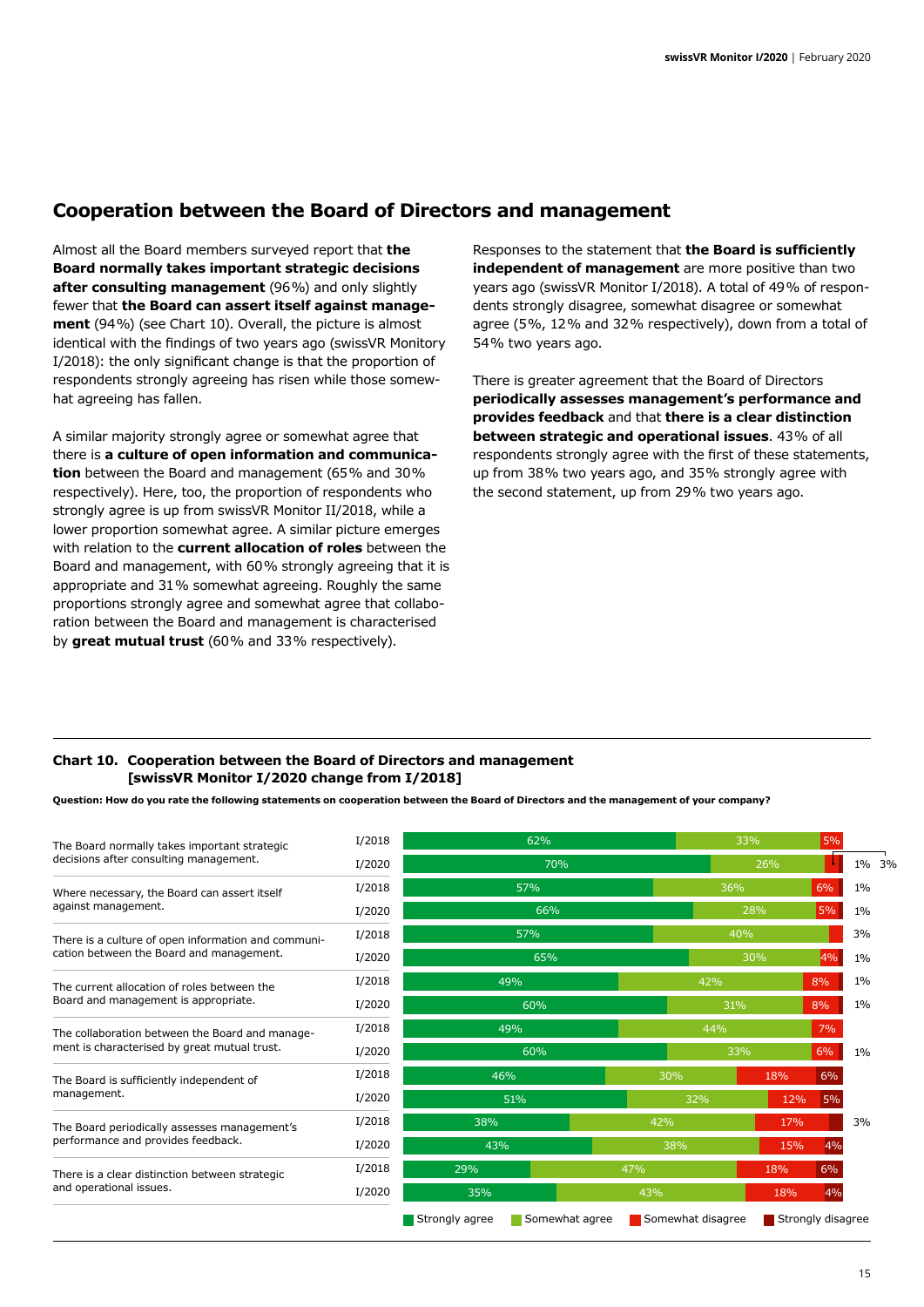## Cooperation between the Board of Directors and management

Almost all the Board members surveyed report that **the Board normally takes important strategic decisions after consulting management** (96%) and only slightly fewer that **the Board can assert itself against management** (94%) (see Chart 10). Overall, the picture is almost identical with the findings of two years ago (swissVR Monitory I/2018): the only significant change is that the proportion of respondents strongly agreeing has risen while those somewhat agreeing has fallen.

A similar majority strongly agree or somewhat agree that there is **a culture of open information and communication** between the Board and management (65% and 30% respectively). Here, too, the proportion of respondents who strongly agree is up from swissVR Monitor II/2018, while a lower proportion somewhat agree. A similar picture emerges with relation to the **current allocation of roles** between the Board and management, with 60% strongly agreeing that it is appropriate and 31% somewhat agreeing. Roughly the same proportions strongly agree and somewhat agree that collaboration between the Board and management is characterised by **great mutual trust** (60% and 33% respectively).

Responses to the statement that **the Board is sufficiently independent of management** are more positive than two years ago (swissVR Monitor I/2018). A total of 49% of respondents strongly disagree, somewhat disagree or somewhat agree (5%, 12% and 32% respectively), down from a total of 54% two years ago.

There is greater agreement that the Board of Directors **periodically assesses management's performance and provides feedback** and that **there is a clear distinction between strategic and operational issues**. 43% of all respondents strongly agree with the first of these statements, up from 38% two years ago, and 35% strongly agree with the second statement, up from 29% two years ago.

**Chart 10. Cooperation between the Board of Directors and management [swissVR Monitor I/2020 change from I/2018]**

**Question: How do you rate the following statements on cooperation between the Board of Directors and the management of your company?**

| Statement | Survey | Strongly agree | Somewhat agree | Somewhat disagree | Strongly disagree | |
|---|---|---|---|---|---|---|
| The Board normally takes important strategic decisions after consulting management. | I/2018 | 62% | 33% | 5% | | |
| | I/2020 | 70% | 26% | 3% | 1% | |
| Where necessary, the Board can assert itself against management. | I/2018 | 57% | 36% | 6% | | 1% |
| | I/2020 | 66% | 28% | 5% | | 1% |
| There is a culture of open information and communication between the Board and management. | I/2018 | 57% | 40% | | | 3% |
| | I/2020 | 65% | 30% | 4% | | 1% |
| The current allocation of roles between the Board and management is appropriate. | I/2018 | 49% | 42% | 8% | | 1% |
| | I/2020 | 60% | 31% | 8% | | 1% |
| The collaboration between the Board and management is characterised by great mutual trust. | I/2018 | 49% | 44% | 7% | | |
| | I/2020 | 60% | 33% | 6% | | 1% |
| The Board is sufficiently independent of management. | I/2018 | 46% | 30% | 18% | 6% | |
| | I/2020 | 51% | 32% | 12% | 5% | |
| The Board periodically assesses management's performance and provides feedback. | I/2018 | 38% | 42% | 17% | 3% | |
| | I/2020 | 43% | 38% | 15% | 4% | |
| There is a clear distinction between strategic and operational issues. | I/2018 | 29% | 47% | 18% | 6% | |
| | I/2020 | 35% | 43% | 18% | 4% | |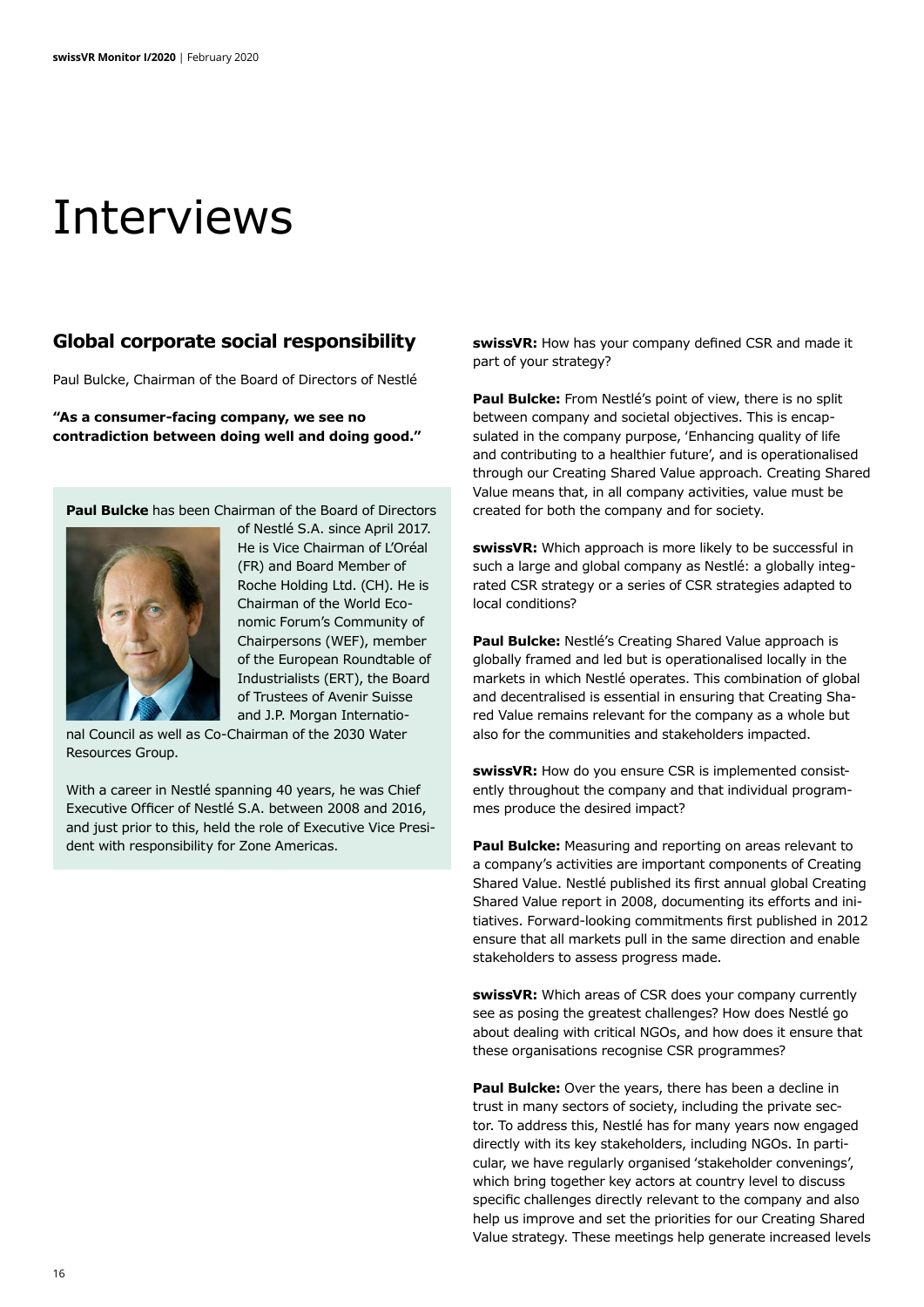# Interviews

## Global corporate social responsibility

Paul Bulcke, Chairman of the Board of Directors of Nestlé

**"As a consumer-facing company, we see no contradiction between doing well and doing good."**

**Paul Bulcke** has been Chairman of the Board of Directors of Nestlé S.A. since April 2017. He is Vice Chairman of L'Oréal (FR) and Board Member of Roche Holding Ltd. (CH). He is Chairman of the World Economic Forum's Community of Chairpersons (WEF), member of the European Roundtable of Industrialists (ERT), the Board of Trustees of Avenir Suisse and J.P. Morgan International Council as well as Co-Chairman of the 2030 Water Resources Group.

With a career in Nestlé spanning 40 years, he was Chief Executive Officer of Nestlé S.A. between 2008 and 2016, and just prior to this, held the role of Executive Vice President with responsibility for Zone Americas.

**swissVR:** How has your company defined CSR and made it part of your strategy?

**Paul Bulcke:** From Nestlé's point of view, there is no split between company and societal objectives. This is encapsulated in the company purpose, 'Enhancing quality of life and contributing to a healthier future', and is operationalised through our Creating Shared Value approach. Creating Shared Value means that, in all company activities, value must be created for both the company and for society.

**swissVR:** Which approach is more likely to be successful in such a large and global company as Nestlé: a globally integrated CSR strategy or a series of CSR strategies adapted to local conditions?

**Paul Bulcke:** Nestlé's Creating Shared Value approach is globally framed and led but is operationalised locally in the markets in which Nestlé operates. This combination of global and decentralised is essential in ensuring that Creating Shared Value remains relevant for the company as a whole but also for the communities and stakeholders impacted.

**swissVR:** How do you ensure CSR is implemented consistently throughout the company and that individual programmes produce the desired impact?

**Paul Bulcke:** Measuring and reporting on areas relevant to a company's activities are important components of Creating Shared Value. Nestlé published its first annual global Creating Shared Value report in 2008, documenting its efforts and initiatives. Forward-looking commitments first published in 2012 ensure that all markets pull in the same direction and enable stakeholders to assess progress made.

**swissVR:** Which areas of CSR does your company currently see as posing the greatest challenges? How does Nestlé go about dealing with critical NGOs, and how does it ensure that these organisations recognise CSR programmes?

**Paul Bulcke:** Over the years, there has been a decline in trust in many sectors of society, including the private sector. To address this, Nestlé has for many years now engaged directly with its key stakeholders, including NGOs. In particular, we have regularly organised 'stakeholder convenings', which bring together key actors at country level to discuss specific challenges directly relevant to the company and also help us improve and set the priorities for our Creating Shared Value strategy. These meetings help generate increased levels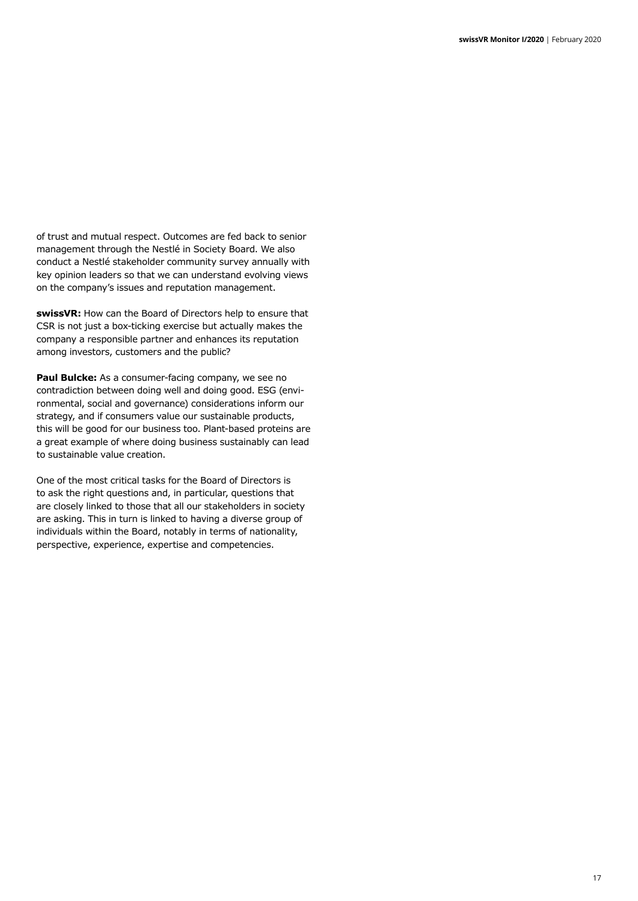of trust and mutual respect. Outcomes are fed back to senior management through the Nestlé in Society Board. We also conduct a Nestlé stakeholder community survey annually with key opinion leaders so that we can understand evolving views on the company's issues and reputation management.

**swissVR:** How can the Board of Directors help to ensure that CSR is not just a box-ticking exercise but actually makes the company a responsible partner and enhances its reputation among investors, customers and the public?

**Paul Bulcke:** As a consumer-facing company, we see no contradiction between doing well and doing good. ESG (environmental, social and governance) considerations inform our strategy, and if consumers value our sustainable products, this will be good for our business too. Plant-based proteins are a great example of where doing business sustainably can lead to sustainable value creation.

One of the most critical tasks for the Board of Directors is to ask the right questions and, in particular, questions that are closely linked to those that all our stakeholders in society are asking. This in turn is linked to having a diverse group of individuals within the Board, notably in terms of nationality, perspective, experience, expertise and competencies.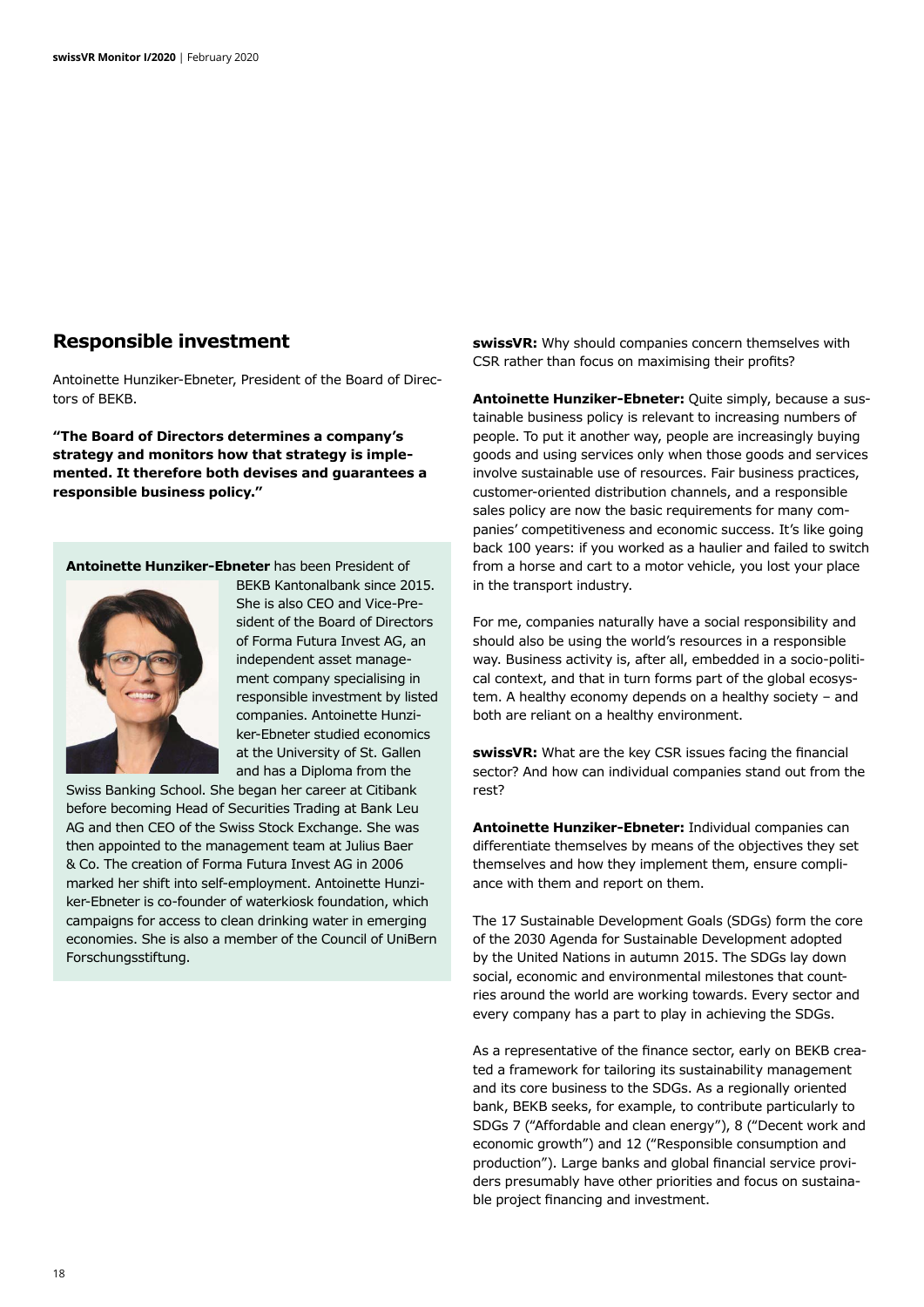## Responsible investment

Antoinette Hunziker-Ebneter, President of the Board of Directors of BEKB.

**"The Board of Directors determines a company's strategy and monitors how that strategy is implemented. It therefore both devises and guarantees a responsible business policy."**

**Antoinette Hunziker-Ebneter** has been President of BEKB Kantonalbank since 2015. She is also CEO and Vice-President of the Board of Directors of Forma Futura Invest AG, an independent asset management company specialising in responsible investment by listed companies. Antoinette Hunziker-Ebneter studied economics at the University of St. Gallen and has a Diploma from the Swiss Banking School. She began her career at Citibank before becoming Head of Securities Trading at Bank Leu AG and then CEO of the Swiss Stock Exchange. She was then appointed to the management team at Julius Baer & Co. The creation of Forma Futura Invest AG in 2006 marked her shift into self-employment. Antoinette Hunziker-Ebneter is co-founder of waterkiosk foundation, which campaigns for access to clean drinking water in emerging economies. She is also a member of the Council of UniBern Forschungsstiftung.

**swissVR:** Why should companies concern themselves with CSR rather than focus on maximising their profits?

**Antoinette Hunziker-Ebneter:** Quite simply, because a sustainable business policy is relevant to increasing numbers of people. To put it another way, people are increasingly buying goods and using services only when those goods and services involve sustainable use of resources. Fair business practices, customer-oriented distribution channels, and a responsible sales policy are now the basic requirements for many companies' competitiveness and economic success. It's like going back 100 years: if you worked as a haulier and failed to switch from a horse and cart to a motor vehicle, you lost your place in the transport industry.

For me, companies naturally have a social responsibility and should also be using the world's resources in a responsible way. Business activity is, after all, embedded in a socio-political context, and that in turn forms part of the global ecosystem. A healthy economy depends on a healthy society – and both are reliant on a healthy environment.

**swissVR:** What are the key CSR issues facing the financial sector? And how can individual companies stand out from the rest?

**Antoinette Hunziker-Ebneter:** Individual companies can differentiate themselves by means of the objectives they set themselves and how they implement them, ensure compliance with them and report on them.

The 17 Sustainable Development Goals (SDGs) form the core of the 2030 Agenda for Sustainable Development adopted by the United Nations in autumn 2015. The SDGs lay down social, economic and environmental milestones that countries around the world are working towards. Every sector and every company has a part to play in achieving the SDGs.

As a representative of the finance sector, early on BEKB created a framework for tailoring its sustainability management and its core business to the SDGs. As a regionally oriented bank, BEKB seeks, for example, to contribute particularly to SDGs 7 ("Affordable and clean energy"), 8 ("Decent work and economic growth") and 12 ("Responsible consumption and production"). Large banks and global financial service providers presumably have other priorities and focus on sustainable project financing and investment.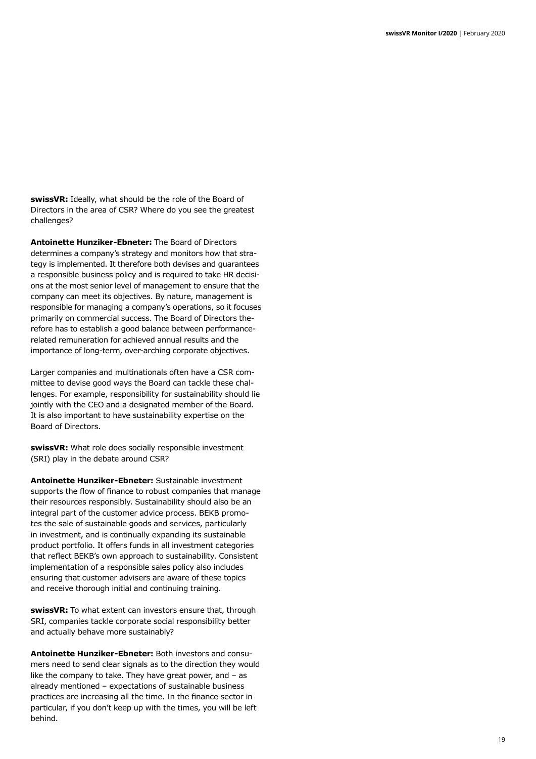**swissVR:** Ideally, what should be the role of the Board of Directors in the area of CSR? Where do you see the greatest challenges?

**Antoinette Hunziker-Ebneter:** The Board of Directors determines a company's strategy and monitors how that strategy is implemented. It therefore both devises and guarantees a responsible business policy and is required to take HR decisions at the most senior level of management to ensure that the company can meet its objectives. By nature, management is responsible for managing a company's operations, so it focuses primarily on commercial success. The Board of Directors therefore has to establish a good balance between performance-related remuneration for achieved annual results and the importance of long-term, over-arching corporate objectives.

Larger companies and multinationals often have a CSR committee to devise good ways the Board can tackle these challenges. For example, responsibility for sustainability should lie jointly with the CEO and a designated member of the Board. It is also important to have sustainability expertise on the Board of Directors.

**swissVR:** What role does socially responsible investment (SRI) play in the debate around CSR?

**Antoinette Hunziker-Ebneter:** Sustainable investment supports the flow of finance to robust companies that manage their resources responsibly. Sustainability should also be an integral part of the customer advice process. BEKB promotes the sale of sustainable goods and services, particularly in investment, and is continually expanding its sustainable product portfolio. It offers funds in all investment categories that reflect BEKB's own approach to sustainability. Consistent implementation of a responsible sales policy also includes ensuring that customer advisers are aware of these topics and receive thorough initial and continuing training.

**swissVR:** To what extent can investors ensure that, through SRI, companies tackle corporate social responsibility better and actually behave more sustainably?

**Antoinette Hunziker-Ebneter:** Both investors and consumers need to send clear signals as to the direction they would like the company to take. They have great power, and – as already mentioned – expectations of sustainable business practices are increasing all the time. In the finance sector in particular, if you don't keep up with the times, you will be left behind.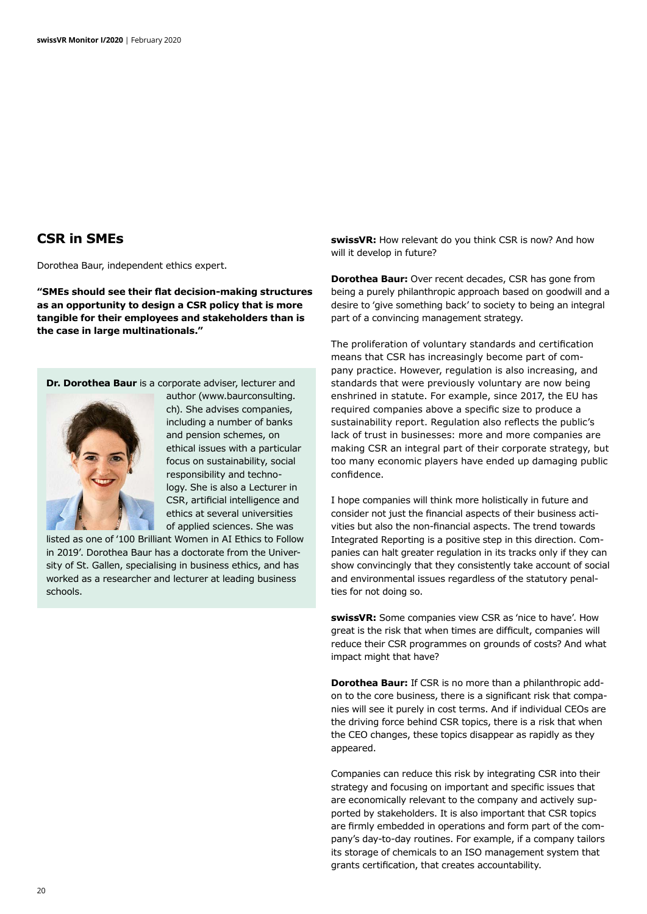## CSR in SMEs

Dorothea Baur, independent ethics expert.

**"SMEs should see their flat decision-making structures as an opportunity to design a CSR policy that is more tangible for their employees and stakeholders than is the case in large multinationals."**

**Dr. Dorothea Baur** is a corporate adviser, lecturer and author (www.baurconsulting.ch). She advises companies, including a number of banks and pension schemes, on ethical issues with a particular focus on sustainability, social responsibility and technology. She is also a Lecturer in CSR, artificial intelligence and ethics at several universities of applied sciences. She was listed as one of '100 Brilliant Women in AI Ethics to Follow in 2019'. Dorothea Baur has a doctorate from the University of St. Gallen, specialising in business ethics, and has worked as a researcher and lecturer at leading business schools.

**swissVR:** How relevant do you think CSR is now? And how will it develop in future?

**Dorothea Baur:** Over recent decades, CSR has gone from being a purely philanthropic approach based on goodwill and a desire to 'give something back' to society to being an integral part of a convincing management strategy.

The proliferation of voluntary standards and certification means that CSR has increasingly become part of company practice. However, regulation is also increasing, and standards that were previously voluntary are now being enshrined in statute. For example, since 2017, the EU has required companies above a specific size to produce a sustainability report. Regulation also reflects the public's lack of trust in businesses: more and more companies are making CSR an integral part of their corporate strategy, but too many economic players have ended up damaging public confidence.

I hope companies will think more holistically in future and consider not just the financial aspects of their business activities but also the non-financial aspects. The trend towards Integrated Reporting is a positive step in this direction. Companies can halt greater regulation in its tracks only if they can show convincingly that they consistently take account of social and environmental issues regardless of the statutory penalties for not doing so.

**swissVR:** Some companies view CSR as 'nice to have'. How great is the risk that when times are difficult, companies will reduce their CSR programmes on grounds of costs? And what impact might that have?

**Dorothea Baur:** If CSR is no more than a philanthropic add-on to the core business, there is a significant risk that companies will see it purely in cost terms. And if individual CEOs are the driving force behind CSR topics, there is a risk that when the CEO changes, these topics disappear as rapidly as they appeared.

Companies can reduce this risk by integrating CSR into their strategy and focusing on important and specific issues that are economically relevant to the company and actively supported by stakeholders. It is also important that CSR topics are firmly embedded in operations and form part of the company's day-to-day routines. For example, if a company tailors its storage of chemicals to an ISO management system that grants certification, that creates accountability.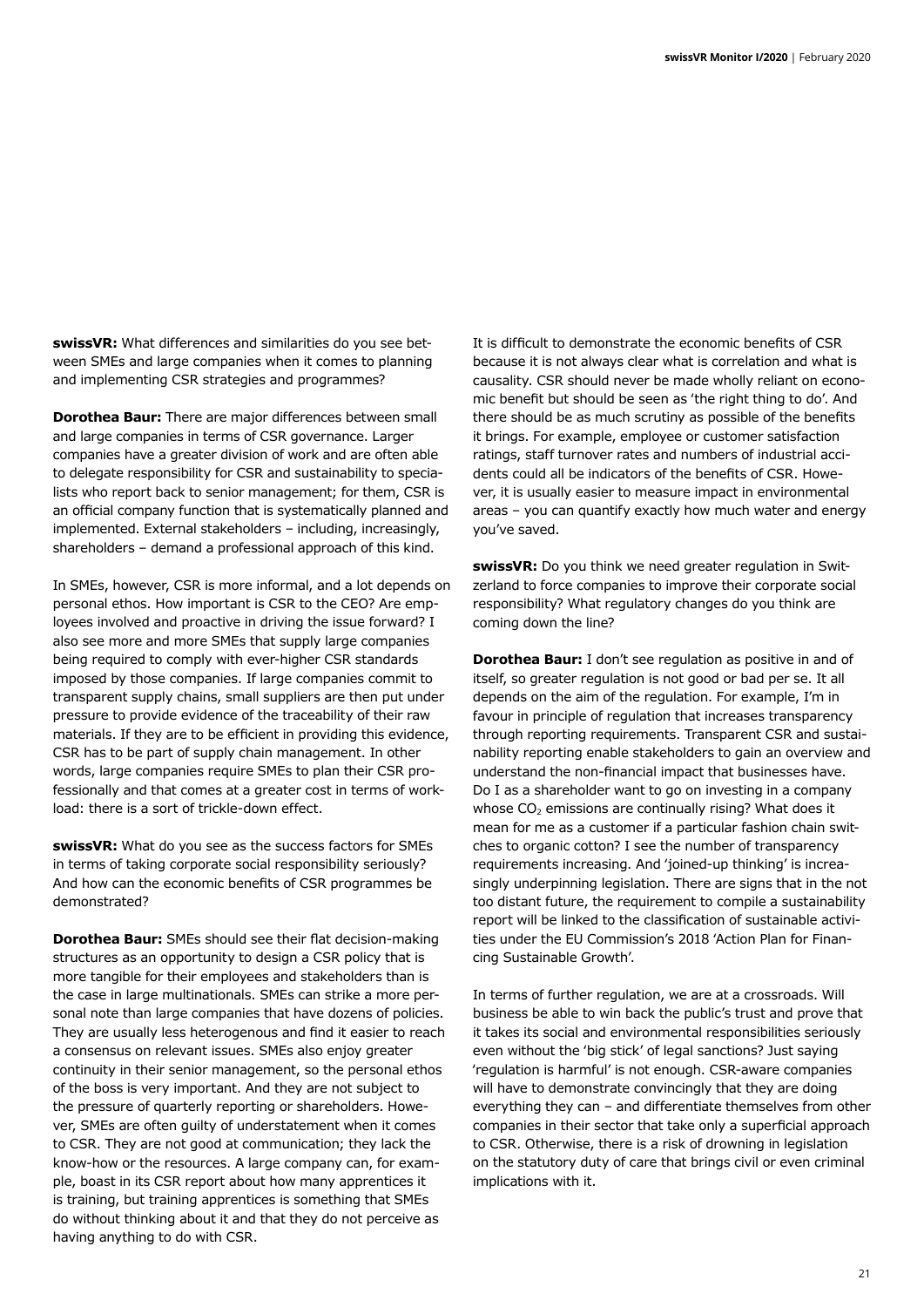**swissVR:** What differences and similarities do you see between SMEs and large companies when it comes to planning and implementing CSR strategies and programmes?

**Dorothea Baur:** There are major differences between small and large companies in terms of CSR governance. Larger companies have a greater division of work and are often able to delegate responsibility for CSR and sustainability to specialists who report back to senior management; for them, CSR is an official company function that is systematically planned and implemented. External stakeholders – including, increasingly, shareholders – demand a professional approach of this kind.

In SMEs, however, CSR is more informal, and a lot depends on personal ethos. How important is CSR to the CEO? Are employees involved and proactive in driving the issue forward? I also see more and more SMEs that supply large companies being required to comply with ever-higher CSR standards imposed by those companies. If large companies commit to transparent supply chains, small suppliers are then put under pressure to provide evidence of the traceability of their raw materials. If they are to be efficient in providing this evidence, CSR has to be part of supply chain management. In other words, large companies require SMEs to plan their CSR professionally and that comes at a greater cost in terms of workload: there is a sort of trickle-down effect.

**swissVR:** What do you see as the success factors for SMEs in terms of taking corporate social responsibility seriously? And how can the economic benefits of CSR programmes be demonstrated?

**Dorothea Baur:** SMEs should see their flat decision-making structures as an opportunity to design a CSR policy that is more tangible for their employees and stakeholders than is the case in large multinationals. SMEs can strike a more personal note than large companies that have dozens of policies. They are usually less heterogenous and find it easier to reach a consensus on relevant issues. SMEs also enjoy greater continuity in their senior management, so the personal ethos of the boss is very important. And they are not subject to the pressure of quarterly reporting or shareholders. However, SMEs are often guilty of understatement when it comes to CSR. They are not good at communication; they lack the know-how or the resources. A large company can, for example, boast in its CSR report about how many apprentices it is training, but training apprentices is something that SMEs do without thinking about it and that they do not perceive as having anything to do with CSR.

It is difficult to demonstrate the economic benefits of CSR because it is not always clear what is correlation and what is causality. CSR should never be made wholly reliant on economic benefit but should be seen as 'the right thing to do'. And there should be as much scrutiny as possible of the benefits it brings. For example, employee or customer satisfaction ratings, staff turnover rates and numbers of industrial accidents could all be indicators of the benefits of CSR. However, it is usually easier to measure impact in environmental areas – you can quantify exactly how much water and energy you've saved.

**swissVR:** Do you think we need greater regulation in Switzerland to force companies to improve their corporate social responsibility? What regulatory changes do you think are coming down the line?

**Dorothea Baur:** I don't see regulation as positive in and of itself, so greater regulation is not good or bad per se. It all depends on the aim of the regulation. For example, I'm in favour in principle of regulation that increases transparency through reporting requirements. Transparent CSR and sustainability reporting enable stakeholders to gain an overview and understand the non-financial impact that businesses have. Do I as a shareholder want to go on investing in a company whose $CO_2$ emissions are continually rising? What does it mean for me as a customer if a particular fashion chain switches to organic cotton? I see the number of transparency requirements increasing. And 'joined-up thinking' is increasingly underpinning legislation. There are signs that in the not too distant future, the requirement to compile a sustainability report will be linked to the classification of sustainable activities under the EU Commission's 2018 'Action Plan for Financing Sustainable Growth'.

In terms of further regulation, we are at a crossroads. Will business be able to win back the public's trust and prove that it takes its social and environmental responsibilities seriously even without the 'big stick' of legal sanctions? Just saying 'regulation is harmful' is not enough. CSR-aware companies will have to demonstrate convincingly that they are doing everything they can – and differentiate themselves from other companies in their sector that take only a superficial approach to CSR. Otherwise, there is a risk of drowning in legislation on the statutory duty of care that brings civil or even criminal implications with it.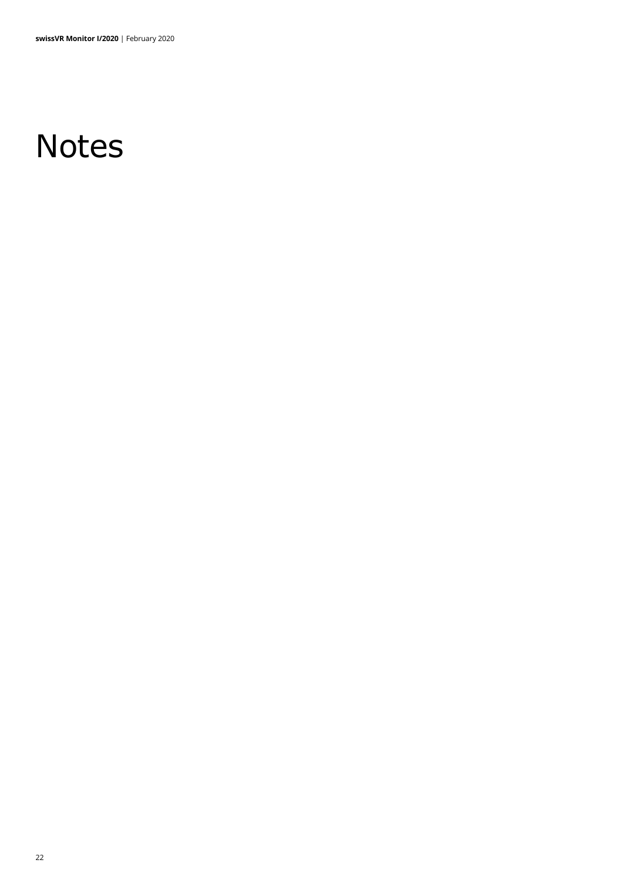# Notes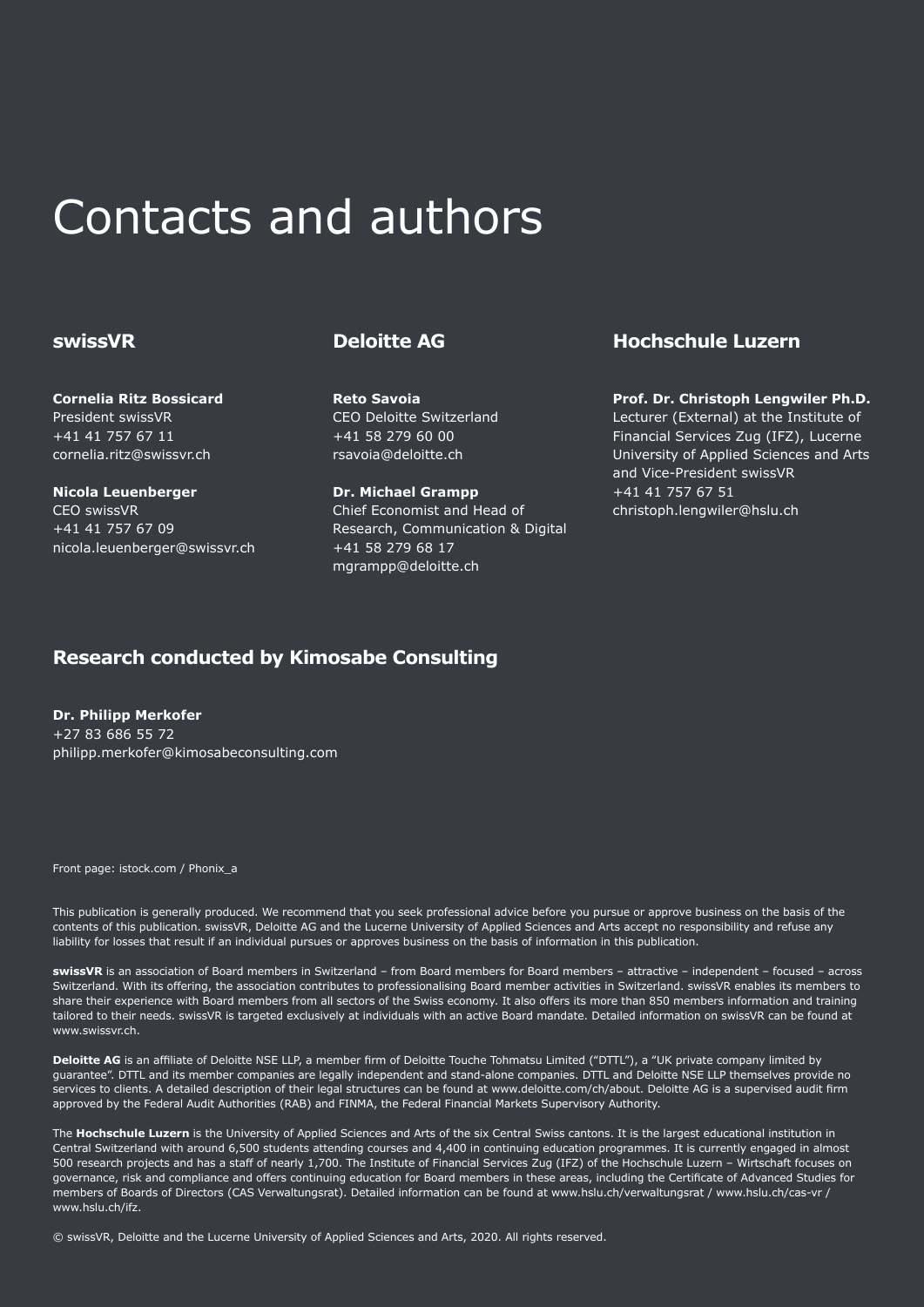# Contacts and authors

## swissVR

**Cornelia Ritz Bossicard**
President swissVR
+41 41 757 67 11
cornelia.ritz@swissvr.ch

**Nicola Leuenberger**
CEO swissVR
+41 41 757 67 09
nicola.leuenberger@swissvr.ch

## Deloitte AG

**Reto Savoia**
CEO Deloitte Switzerland
+41 58 279 60 00
rsavoia@deloitte.ch

**Dr. Michael Grampp**
Chief Economist and Head of Research, Communication & Digital
+41 58 279 68 17
mgrampp@deloitte.ch

## Hochschule Luzern

**Prof. Dr. Christoph Lengwiler Ph.D.**
Lecturer (External) at the Institute of Financial Services Zug (IFZ), Lucerne University of Applied Sciences and Arts and Vice-President swissVR
+41 41 757 67 51
christoph.lengwiler@hslu.ch

## Research conducted by Kimosabe Consulting

**Dr. Philipp Merkofer**
+27 83 686 55 72
philipp.merkofer@kimosabeconsulting.com

Front page: istock.com / Phonix_a

This publication is generally produced. We recommend that you seek professional advice before you pursue or approve business on the basis of the contents of this publication. swissVR, Deloitte AG and the Lucerne University of Applied Sciences and Arts accept no responsibility and refuse any liability for losses that result if an individual pursues or approves business on the basis of information in this publication.

**swissVR** is an association of Board members in Switzerland – from Board members for Board members – attractive – independent – focused – across Switzerland. With its offering, the association contributes to professionalising Board member activities in Switzerland. swissVR enables its members to share their experience with Board members from all sectors of the Swiss economy. It also offers its more than 850 members information and training tailored to their needs. swissVR is targeted exclusively at individuals with an active Board mandate. Detailed information on swissVR can be found at www.swissvr.ch.

**Deloitte AG** is an affiliate of Deloitte NSE LLP, a member firm of Deloitte Touche Tohmatsu Limited ("DTTL"), a "UK private company limited by guarantee". DTTL and its member companies are legally independent and stand-alone companies. DTTL and Deloitte NSE LLP themselves provide no services to clients. A detailed description of their legal structures can be found at www.deloitte.com/ch/about. Deloitte AG is a supervised audit firm approved by the Federal Audit Authorities (RAB) and FINMA, the Federal Financial Markets Supervisory Authority.

The **Hochschule Luzern** is the University of Applied Sciences and Arts of the six Central Swiss cantons. It is the largest educational institution in Central Switzerland with around 6,500 students attending courses and 4,400 in continuing education programmes. It is currently engaged in almost 500 research projects and has a staff of nearly 1,700. The Institute of Financial Services Zug (IFZ) of the Hochschule Luzern – Wirtschaft focuses on governance, risk and compliance and offers continuing education for Board members in these areas, including the Certificate of Advanced Studies for members of Boards of Directors (CAS Verwaltungsrat). Detailed information can be found at www.hslu.ch/verwaltungsrat / www.hslu.ch/cas-vr / www.hslu.ch/ifz.

© swissVR, Deloitte and the Lucerne University of Applied Sciences and Arts, 2020. All rights reserved.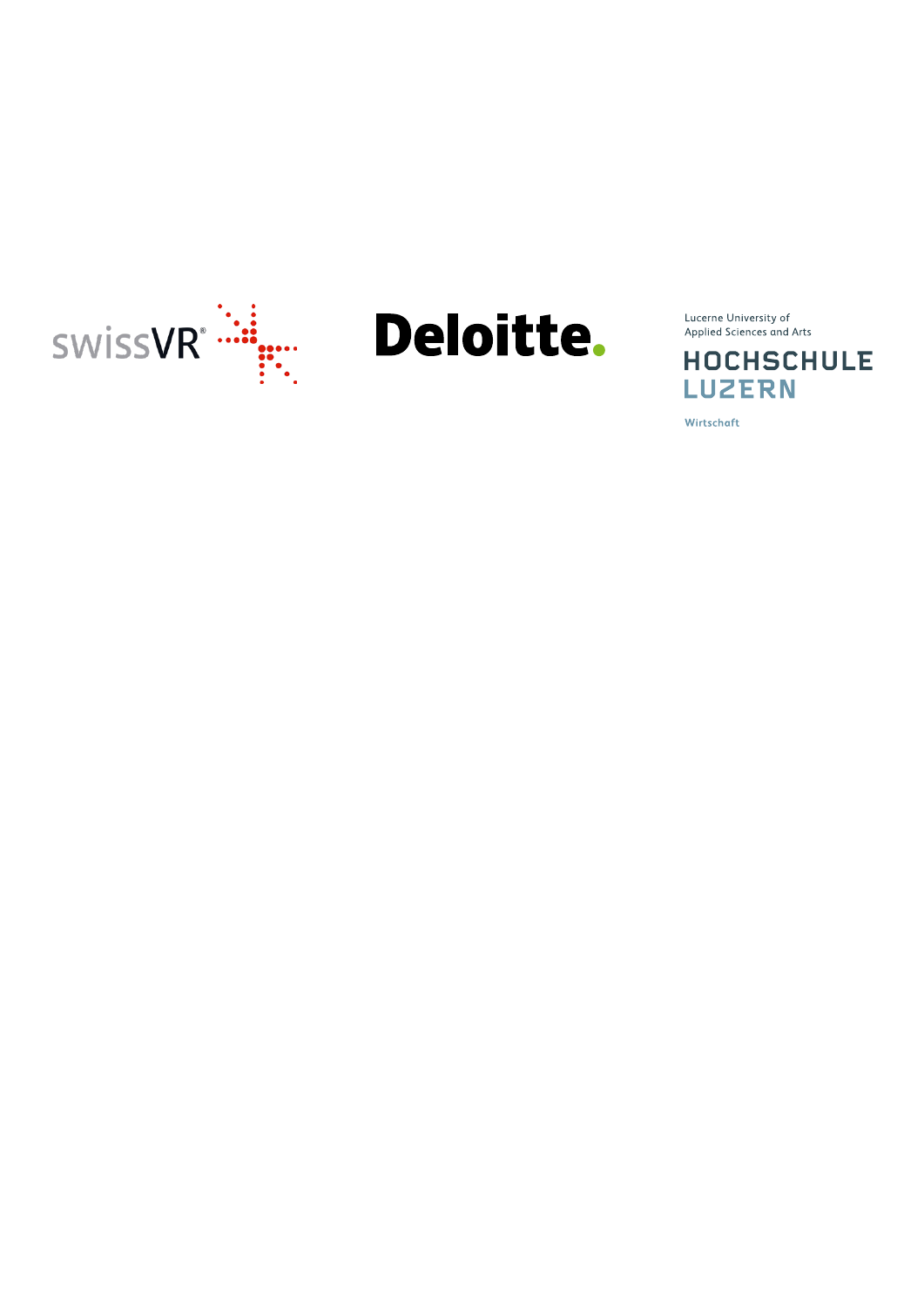swissVR

Deloitte.

Lucerne University of Applied Sciences and Arts

HOCHSCHULE LUZERN

Wirtschaft